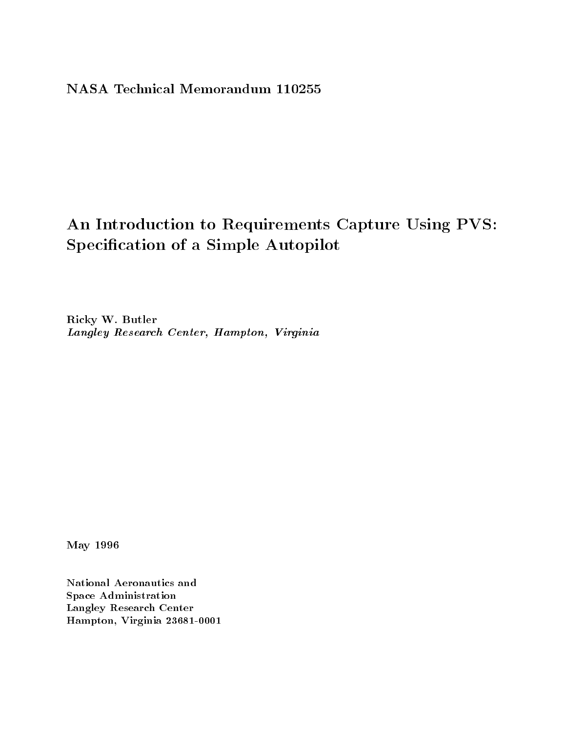NASA Technical Memorandum 110255

# An Introduction to Requirements Capture Using PVS: Specification of a Simple Autopilot

Ricky W. Butler
*Langley Research Center, Hampton, Virginia*

May 1996

National Aeronautics and
Space Administration
Langley Research Center
Hampton, Virginia 23681-0001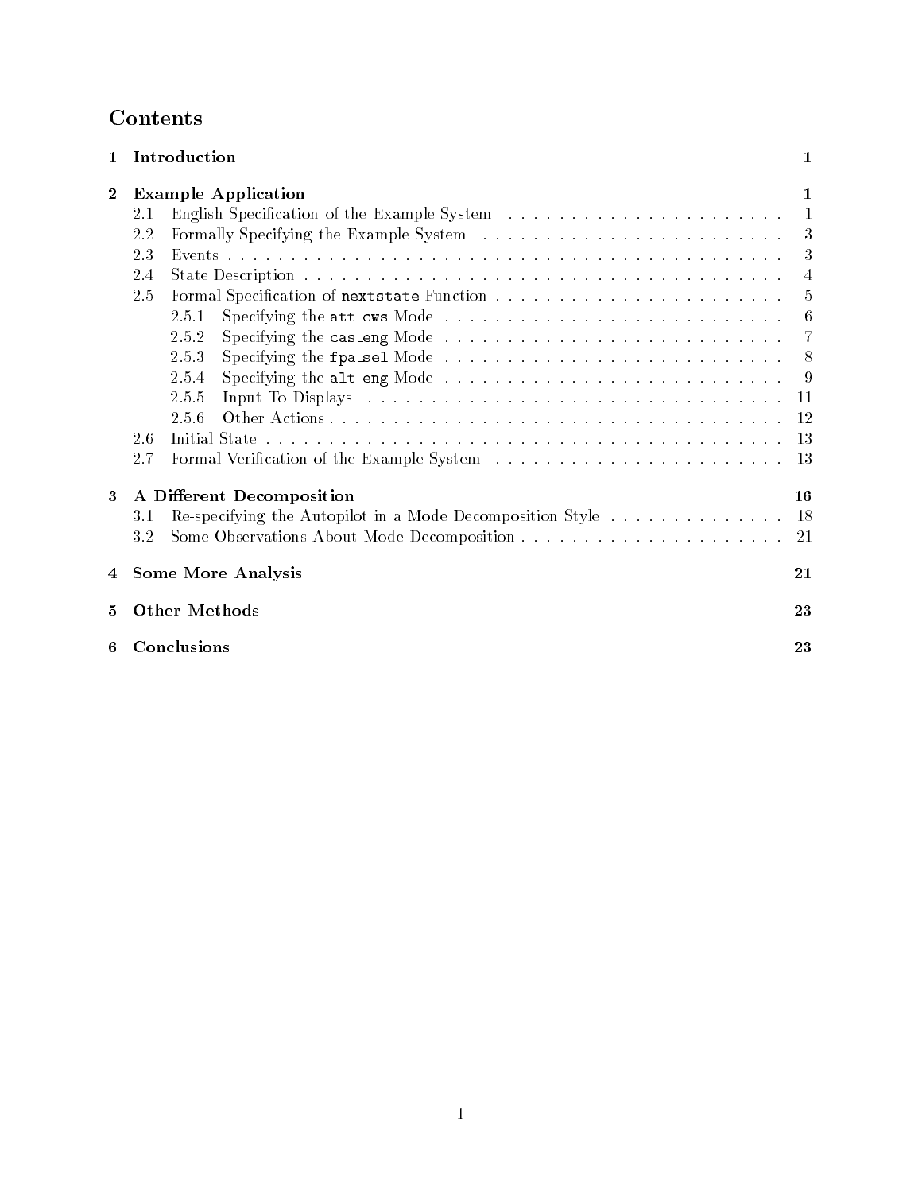# Contents

| | | |
|---|---|---|
| **1** | **Introduction** | **1** |
| **2** | **Example Application** | **1** |
| 2.1 | English Specification of the Example System | 1 |
| 2.2 | Formally Specifying the Example System | 3 |
| 2.3 | Events | 3 |
| 2.4 | State Description | 4 |
| 2.5 | Formal Specification of `nextstate` Function | 5 |
| 2.5.1 | Specifying the `att_cws` Mode | 6 |
| 2.5.2 | Specifying the `cas_eng` Mode | 7 |
| 2.5.3 | Specifying the `fpa_sel` Mode | 8 |
| 2.5.4 | Specifying the `alt_eng` Mode | 9 |
| 2.5.5 | Input To Displays | 11 |
| 2.5.6 | Other Actions | 12 |
| 2.6 | Initial State | 13 |
| 2.7 | Formal Verification of the Example System | 13 |
| **3** | **A Different Decomposition** | **16** |
| 3.1 | Re-specifying the Autopilot in a Mode Decomposition Style | 18 |
| 3.2 | Some Observations About Mode Decomposition | 21 |
| **4** | **Some More Analysis** | **21** |
| **5** | **Other Methods** | **23** |
| **6** | **Conclusions** | **23** |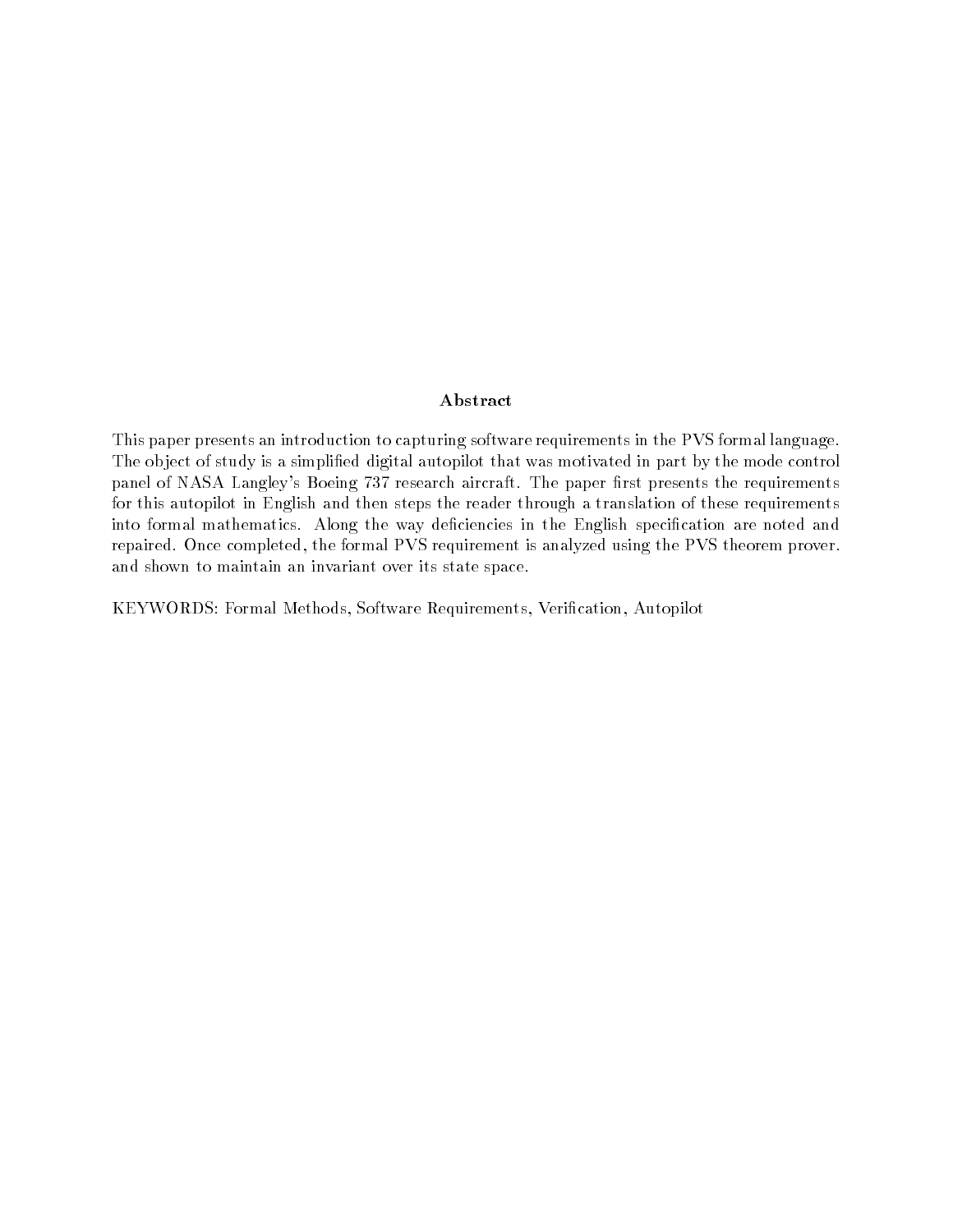## Abstract

This paper presents an introduction to capturing software requirements in the PVS formal language. The object of study is a simplified digital autopilot that was motivated in part by the mode control panel of NASA Langley's Boeing 737 research aircraft. The paper first presents the requirements for this autopilot in English and then steps the reader through a translation of these requirements into formal mathematics. Along the way deficiencies in the English specification are noted and repaired. Once completed, the formal PVS requirement is analyzed using the PVS theorem prover. and shown to maintain an invariant over its state space.

KEYWORDS: Formal Methods, Software Requirements, Verification, Autopilot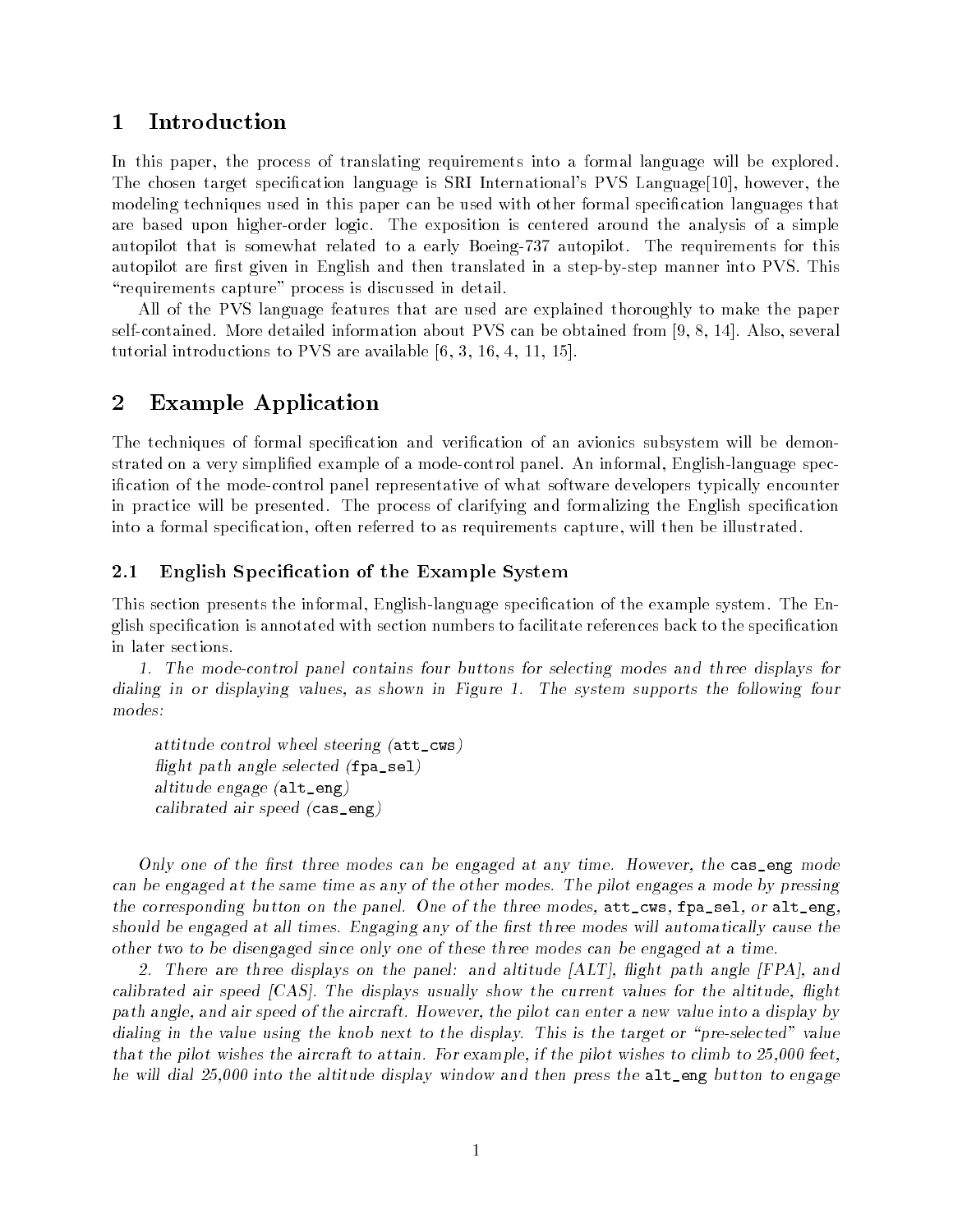# 1 Introduction

In this paper, the process of translating requirements into a formal language will be explored. The chosen target specification language is SRI International's PVS Language[10], however, the modeling techniques used in this paper can be used with other formal specification languages that are based upon higher-order logic. The exposition is centered around the analysis of a simple autopilot that is somewhat related to a early Boeing-737 autopilot. The requirements for this autopilot are first given in English and then translated in a step-by-step manner into PVS. This "requirements capture" process is discussed in detail.

All of the PVS language features that are used are explained thoroughly to make the paper self-contained. More detailed information about PVS can be obtained from [9, 8, 14]. Also, several tutorial introductions to PVS are available [6, 3, 16, 4, 11, 15].

# 2 Example Application

The techniques of formal specification and verification of an avionics subsystem will be demonstrated on a very simplified example of a mode-control panel. An informal, English-language specification of the mode-control panel representative of what software developers typically encounter in practice will be presented. The process of clarifying and formalizing the English specification into a formal specification, often referred to as requirements capture, will then be illustrated.

## 2.1 English Specification of the Example System

This section presents the informal, English-language specification of the example system. The English specification is annotated with section numbers to facilitate references back to the specification in later sections.

*1. The mode-control panel contains four buttons for selecting modes and three displays for dialing in or displaying values, as shown in Figure 1. The system supports the following four modes:*

> *attitude control wheel steering (`att_cws`)*
> *flight path angle selected (`fpa_sel`)*
> *altitude engage (`alt_eng`)*
> *calibrated air speed (`cas_eng`)*

*Only one of the first three modes can be engaged at any time. However, the `cas_eng` mode can be engaged at the same time as any of the other modes. The pilot engages a mode by pressing the corresponding button on the panel. One of the three modes, `att_cws`, `fpa_sel`, or `alt_eng`, should be engaged at all times. Engaging any of the first three modes will automatically cause the other two to be disengaged since only one of these three modes can be engaged at a time.*

*2. There are three displays on the panel: and altitude [ALT], flight path angle [FPA], and calibrated air speed [CAS]. The displays usually show the current values for the altitude, flight path angle, and air speed of the aircraft. However, the pilot can enter a new value into a display by dialing in the value using the knob next to the display. This is the target or "pre-selected" value that the pilot wishes the aircraft to attain. For example, if the pilot wishes to climb to 25,000 feet, he will dial 25,000 into the altitude display window and then press the `alt_eng` button to engage*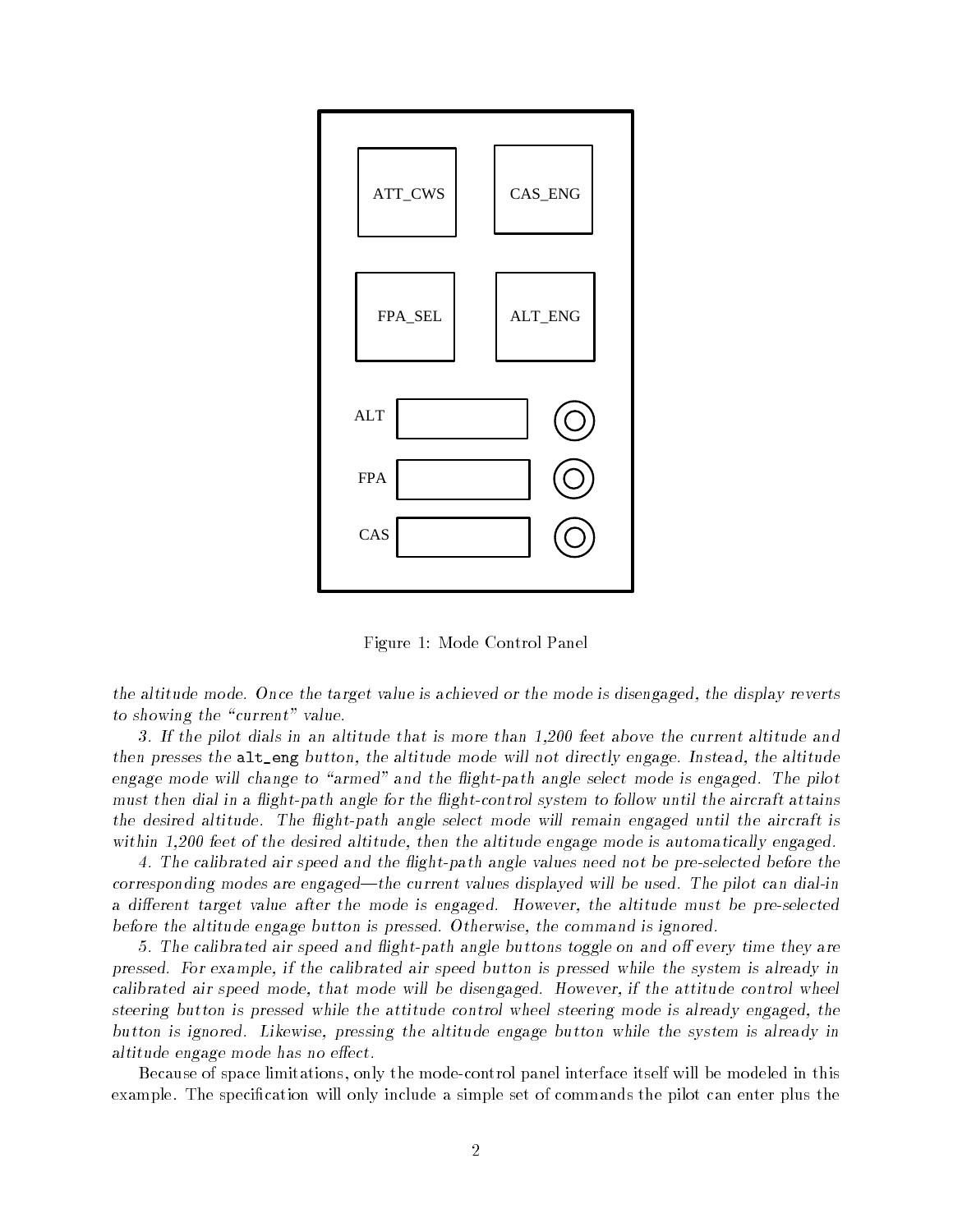Figure 1: Mode Control Panel

*the altitude mode. Once the target value is achieved or the mode is disengaged, the display reverts to showing the "current" value.*

*3. If the pilot dials in an altitude that is more than 1,200 feet above the current altitude and then presses the* `alt_eng` *button, the altitude mode will not directly engage. Instead, the altitude engage mode will change to "armed" and the flight-path angle select mode is engaged. The pilot must then dial in a flight-path angle for the flight-control system to follow until the aircraft attains the desired altitude. The flight-path angle select mode will remain engaged until the aircraft is within 1,200 feet of the desired altitude, then the altitude engage mode is automatically engaged.*

*4. The calibrated air speed and the flight-path angle values need not be pre-selected before the corresponding modes are engaged—the current values displayed will be used. The pilot can dial-in a different target value after the mode is engaged. However, the altitude must be pre-selected before the altitude engage button is pressed. Otherwise, the command is ignored.*

*5. The calibrated air speed and flight-path angle buttons toggle on and off every time they are pressed. For example, if the calibrated air speed button is pressed while the system is already in calibrated air speed mode, that mode will be disengaged. However, if the attitude control wheel steering button is pressed while the attitude control wheel steering mode is already engaged, the button is ignored. Likewise, pressing the altitude engage button while the system is already in altitude engage mode has no effect.*

Because of space limitations, only the mode-control panel interface itself will be modeled in this example. The specification will only include a simple set of commands the pilot can enter plus the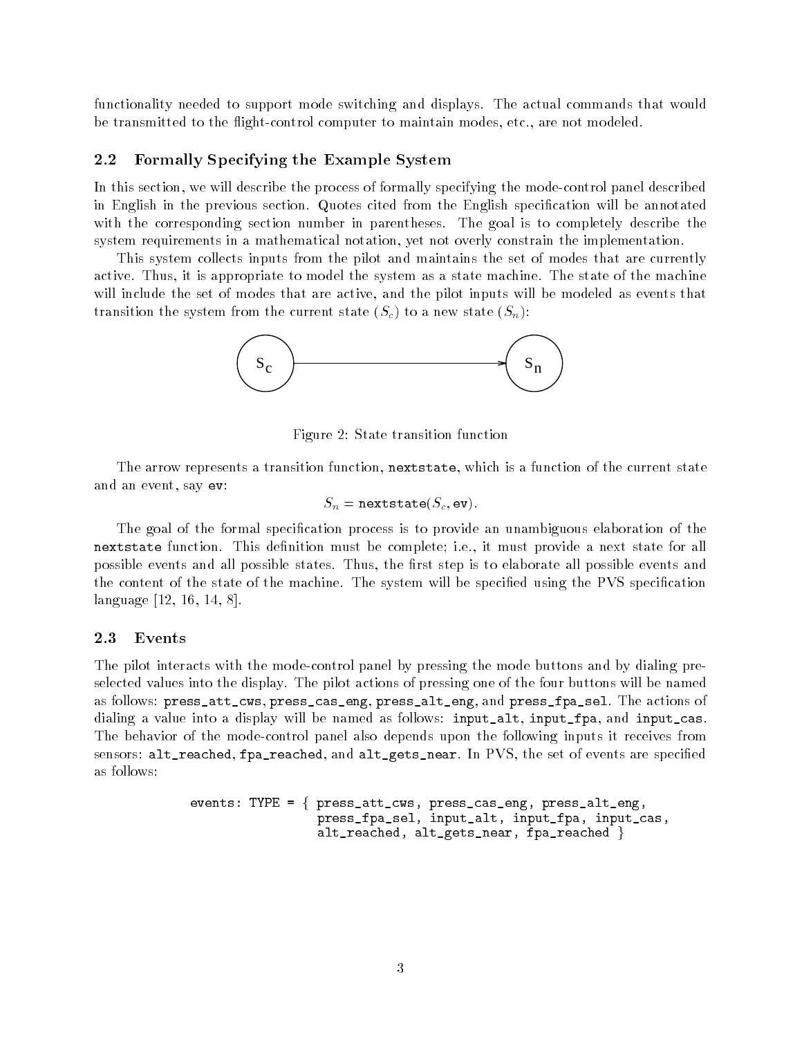functionality needed to support mode switching and displays. The actual commands that would be transmitted to the flight-control computer to maintain modes, etc., are not modeled.

### 2.2 Formally Specifying the Example System

In this section, we will describe the process of formally specifying the mode-control panel described in English in the previous section. Quotes cited from the English specification will be annotated with the corresponding section number in parentheses. The goal is to completely describe the system requirements in a mathematical notation, yet not overly constrain the implementation.

This system collects inputs from the pilot and maintains the set of modes that are currently active. Thus, it is appropriate to model the system as a state machine. The state of the machine will include the set of modes that are active, and the pilot inputs will be modeled as events that transition the system from the current state ($S_c$) to a new state ($S_n$):

$S_c \longrightarrow S_n$

Figure 2: State transition function

The arrow represents a transition function, `nextstate`, which is a function of the current state and an event, say `ev`:

$$S_n = \texttt{nextstate}(S_c, \texttt{ev}).$$

The goal of the formal specification process is to provide an unambiguous elaboration of the `nextstate` function. This definition must be complete; i.e., it must provide a next state for all possible events and all possible states. Thus, the first step is to elaborate all possible events and the content of the state of the machine. The system will be specified using the PVS specification language [12, 16, 14, 8].

### 2.3 Events

The pilot interacts with the mode-control panel by pressing the mode buttons and by dialing preselected values into the display. The pilot actions of pressing one of the four buttons will be named as follows: `press_att_cws`, `press_cas_eng`, `press_alt_eng`, and `press_fpa_sel`. The actions of dialing a value into a display will be named as follows: `input_alt`, `input_fpa`, and `input_cas`. The behavior of the mode-control panel also depends upon the following inputs it receives from sensors: `alt_reached`, `fpa_reached`, and `alt_gets_near`. In PVS, the set of events are specified as follows:

```
events: TYPE = { press_att_cws, press_cas_eng, press_alt_eng,
                 press_fpa_sel, input_alt, input_fpa, input_cas,
                 alt_reached, alt_gets_near, fpa_reached }
```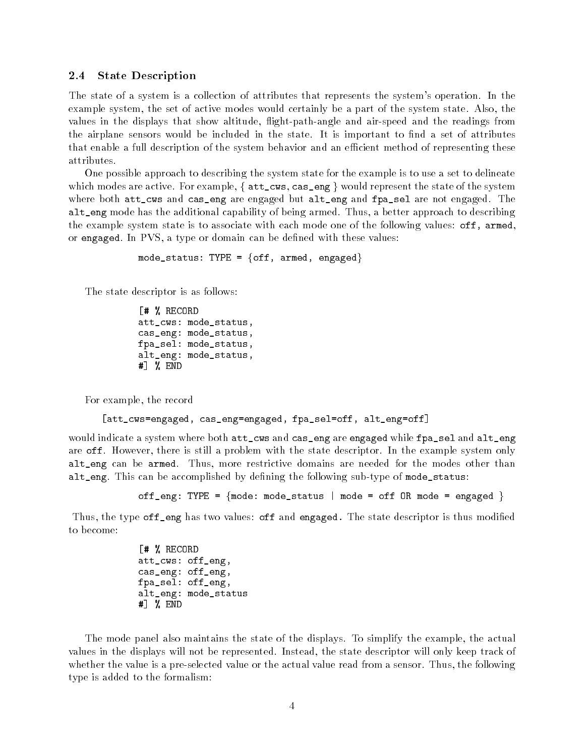### 2.4 State Description

The state of a system is a collection of attributes that represents the system's operation. In the example system, the set of active modes would certainly be a part of the system state. Also, the values in the displays that show altitude, flight-path-angle and air-speed and the readings from the airplane sensors would be included in the state. It is important to find a set of attributes that enable a full description of the system behavior and an efficient method of representing these attributes.

One possible approach to describing the system state for the example is to use a set to delineate which modes are active. For example, { `att_cws`, `cas_eng` } would represent the state of the system where both `att_cws` and `cas_eng` are engaged but `alt_eng` and `fpa_sel` are not engaged. The `alt_eng` mode has the additional capability of being armed. Thus, a better approach to describing the example system state is to associate with each mode one of the following values: `off`, `armed`, or `engaged`. In PVS, a type or domain can be defined with these values:

```
mode_status: TYPE = {off, armed, engaged}
```

The state descriptor is as follows:

```
[# % RECORD
att_cws: mode_status,
cas_eng: mode_status,
fpa_sel: mode_status,
alt_eng: mode_status,
#] % END
```

For example, the record

```
[att_cws=engaged, cas_eng=engaged, fpa_sel=off, alt_eng=off]
```

would indicate a system where both `att_cws` and `cas_eng` are `engaged` while `fpa_sel` and `alt_eng` are `off`. However, there is still a problem with the state descriptor. In the example system only `alt_eng` can be `armed`. Thus, more restrictive domains are needed for the modes other than `alt_eng`. This can be accomplished by defining the following sub-type of `mode_status`:

```
off_eng: TYPE = {mode: mode_status | mode = off OR mode = engaged }
```

Thus, the type `off_eng` has two values: `off` and `engaged.` The state descriptor is thus modified to become:

```
[# % RECORD
att_cws: off_eng,
cas_eng: off_eng,
fpa_sel: off_eng,
alt_eng: mode_status
#] % END
```

The mode panel also maintains the state of the displays. To simplify the example, the actual values in the displays will not be represented. Instead, the state descriptor will only keep track of whether the value is a pre-selected value or the actual value read from a sensor. Thus, the following type is added to the formalism: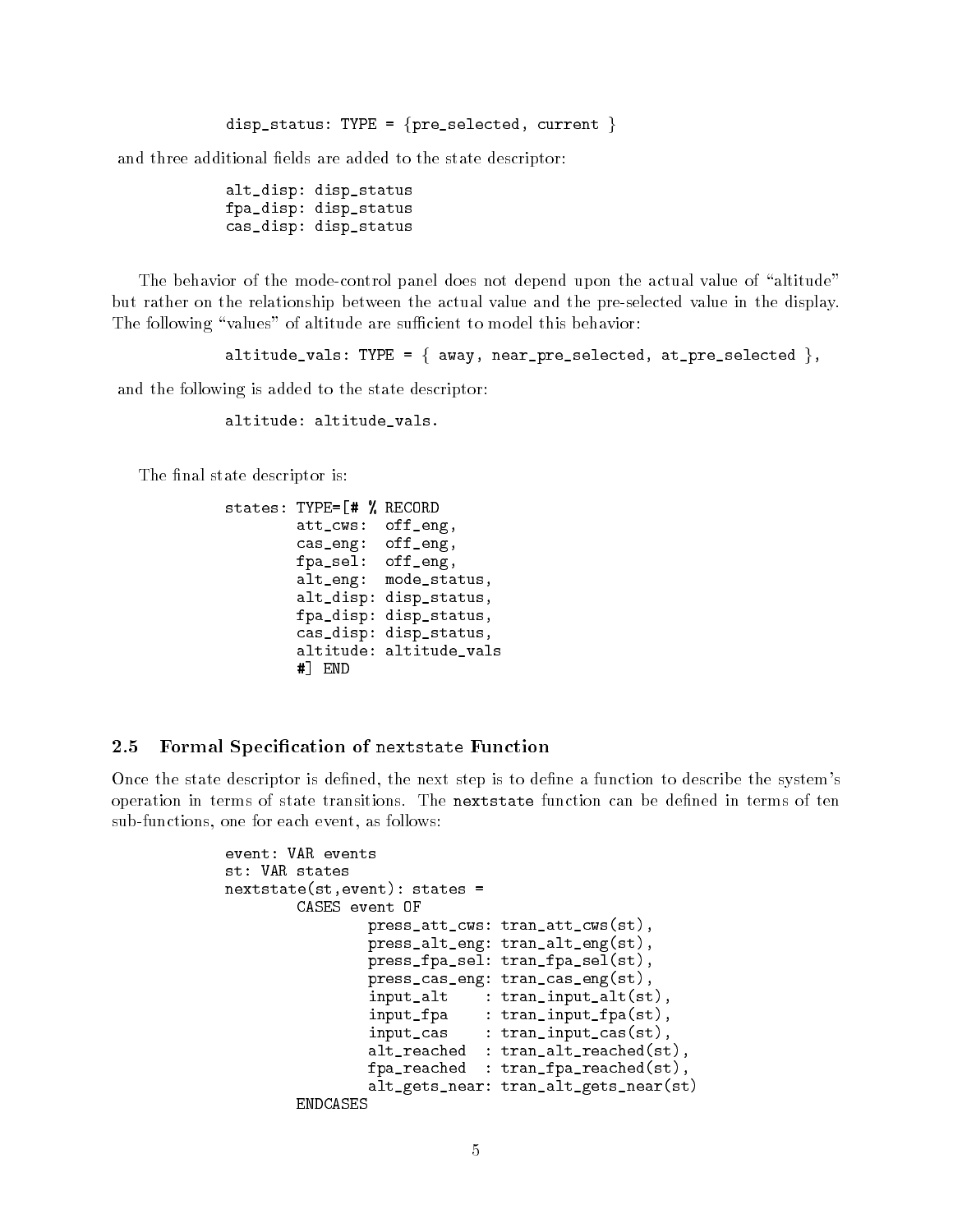```
disp_status: TYPE = {pre_selected, current }
```

and three additional fields are added to the state descriptor:

```
alt_disp: disp_status
fpa_disp: disp_status
cas_disp: disp_status
```

The behavior of the mode-control panel does not depend upon the actual value of "altitude" but rather on the relationship between the actual value and the pre-selected value in the display. The following "values" of altitude are sufficient to model this behavior:

```
altitude_vals: TYPE = { away, near_pre_selected, at_pre_selected },
```

and the following is added to the state descriptor:

```
altitude: altitude_vals.
```

The final state descriptor is:

```
states: TYPE=[# % RECORD
        att_cws:  off_eng,
        cas_eng:  off_eng,
        fpa_sel:  off_eng,
        alt_eng:  mode_status,
        alt_disp: disp_status,
        fpa_disp: disp_status,
        cas_disp: disp_status,
        altitude: altitude_vals
        #] END
```

## 2.5 Formal Specification of `nextstate` Function

Once the state descriptor is defined, the next step is to define a function to describe the system's operation in terms of state transitions. The `nextstate` function can be defined in terms of ten sub-functions, one for each event, as follows:

```
event: VAR events
st: VAR states
nextstate(st,event): states =
        CASES event OF
                press_att_cws: tran_att_cws(st),
                press_alt_eng: tran_alt_eng(st),
                press_fpa_sel: tran_fpa_sel(st),
                press_cas_eng: tran_cas_eng(st),
                input_alt    : tran_input_alt(st),
                input_fpa    : tran_input_fpa(st),
                input_cas    : tran_input_cas(st),
                alt_reached  : tran_alt_reached(st),
                fpa_reached  : tran_fpa_reached(st),
                alt_gets_near: tran_alt_gets_near(st)
        ENDCASES
```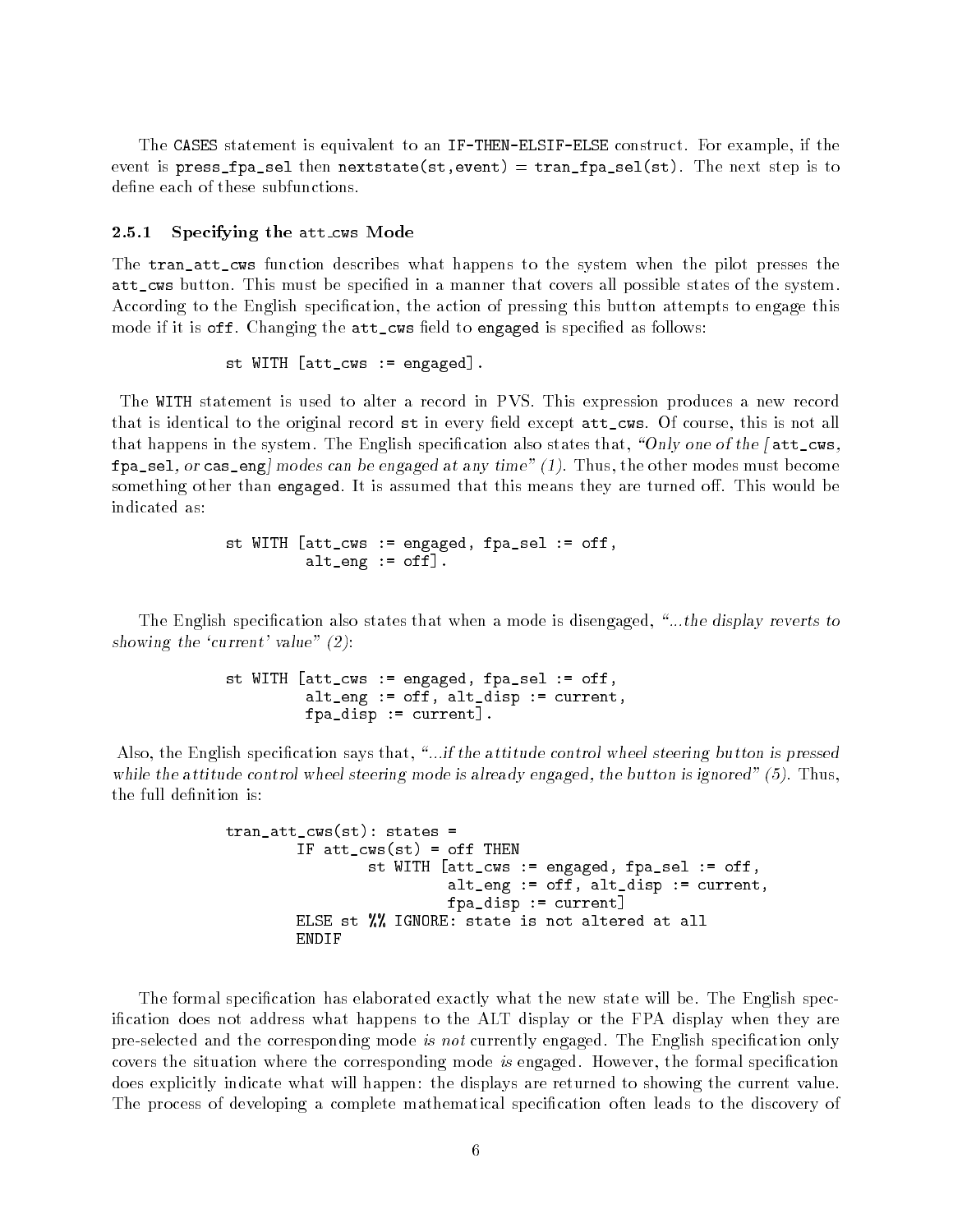The `CASES` statement is equivalent to an `IF-THEN-ELSIF-ELSE` construct. For example, if the event is `press_fpa_sel` then `nextstate(st,event) = tran_fpa_sel(st)`. The next step is to define each of these subfunctions.

### 2.5.1 Specifying the `att_cws` Mode

The `tran_att_cws` function describes what happens to the system when the pilot presses the `att_cws` button. This must be specified in a manner that covers all possible states of the system. According to the English specification, the action of pressing this button attempts to engage this mode if it is `off`. Changing the `att_cws` field to `engaged` is specified as follows:

```
st WITH [att_cws := engaged].
```

The `WITH` statement is used to alter a record in PVS. This expression produces a new record that is identical to the original record `st` in every field except `att_cws`. Of course, this is not all that happens in the system. The English specification also states that, *"Only one of the [*`att_cws`*,* `fpa_sel`*, or* `cas_eng`*] modes can be engaged at any time" (1)*. Thus, the other modes must become something other than `engaged`. It is assumed that this means they are turned off. This would be indicated as:

```
st WITH [att_cws := engaged, fpa_sel := off,
         alt_eng := off].
```

The English specification also states that when a mode is disengaged, *"...the display reverts to showing the 'current' value" (2)*:

```
st WITH [att_cws := engaged, fpa_sel := off,
         alt_eng := off, alt_disp := current,
         fpa_disp := current].
```

Also, the English specification says that, *"...if the attitude control wheel steering button is pressed while the attitude control wheel steering mode is already engaged, the button is ignored" (5)*. Thus, the full definition is:

```
tran_att_cws(st): states =
        IF att_cws(st) = off THEN
                st WITH [att_cws := engaged, fpa_sel := off,
                         alt_eng := off, alt_disp := current,
                         fpa_disp := current]
        ELSE st %% IGNORE: state is not altered at all
        ENDIF
```

The formal specification has elaborated exactly what the new state will be. The English specification does not address what happens to the ALT display or the FPA display when they are pre-selected and the corresponding mode *is not* currently engaged. The English specification only covers the situation where the corresponding mode *is* engaged. However, the formal specification does explicitly indicate what will happen: the displays are returned to showing the current value. The process of developing a complete mathematical specification often leads to the discovery of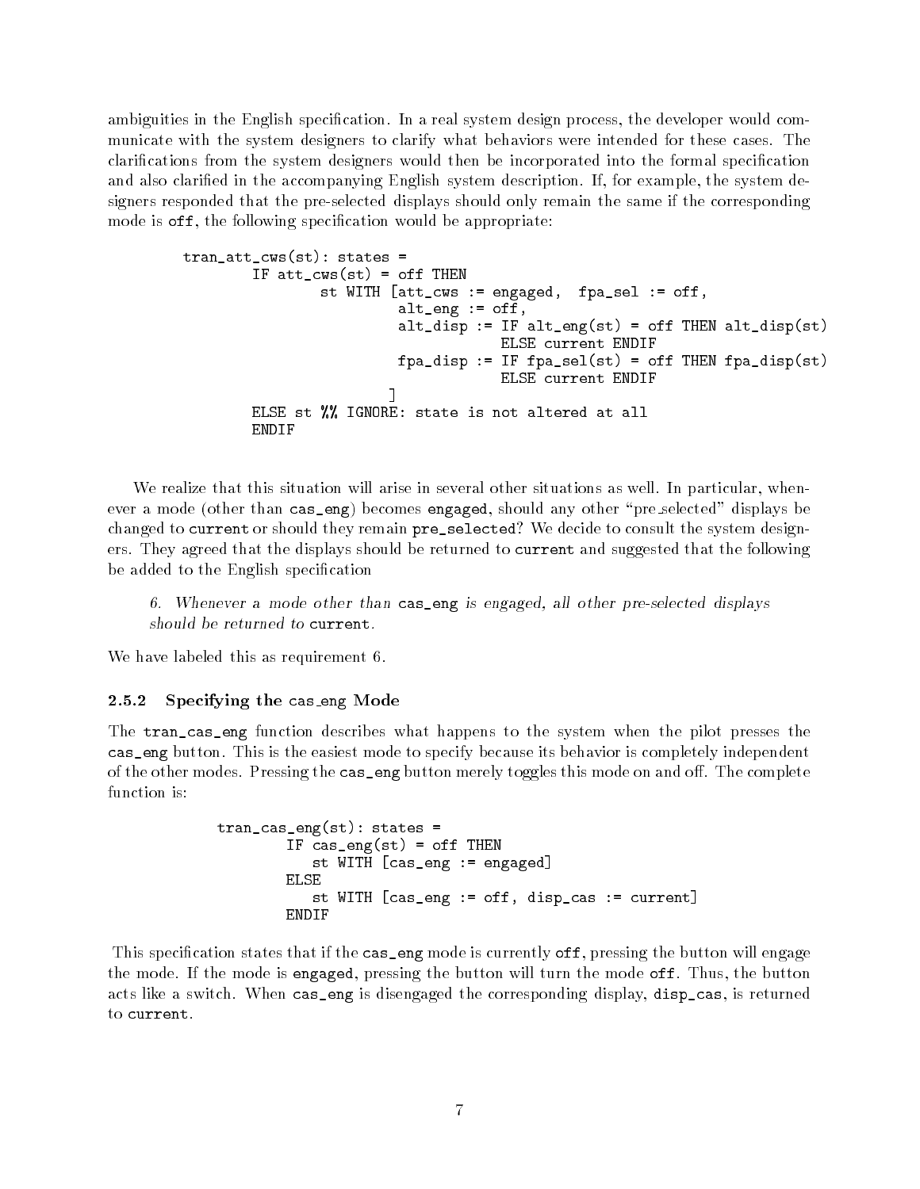ambiguities in the English specification. In a real system design process, the developer would communicate with the system designers to clarify what behaviors were intended for these cases. The clarifications from the system designers would then be incorporated into the formal specification and also clarified in the accompanying English system description. If, for example, the system designers responded that the pre-selected displays should only remain the same if the corresponding mode is `off`, the following specification would be appropriate:

```
tran_att_cws(st): states =
        IF att_cws(st) = off THEN
                st WITH [att_cws := engaged,  fpa_sel := off,
                         alt_eng := off,
                         alt_disp := IF alt_eng(st) = off THEN alt_disp(st)
                                     ELSE current ENDIF
                         fpa_disp := IF fpa_sel(st) = off THEN fpa_disp(st)
                                     ELSE current ENDIF
                        ]
        ELSE st %% IGNORE: state is not altered at all
        ENDIF
```

We realize that this situation will arise in several other situations as well. In particular, whenever a mode (other than `cas_eng`) becomes `engaged`, should any other "pre_selected" displays be changed to `current` or should they remain `pre_selected`? We decide to consult the system designers. They agreed that the displays should be returned to `current` and suggested that the following be added to the English specification

> *6. Whenever a mode other than* `cas_eng` *is engaged, all other pre-selected displays should be returned to* `current`*.*

We have labeled this as requirement 6.

### 2.5.2 Specifying the cas_eng Mode

The `tran_cas_eng` function describes what happens to the system when the pilot presses the `cas_eng` button. This is the easiest mode to specify because its behavior is completely independent of the other modes. Pressing the `cas_eng` button merely toggles this mode on and off. The complete function is:

```
tran_cas_eng(st): states =
        IF cas_eng(st) = off THEN
           st WITH [cas_eng := engaged]
        ELSE
           st WITH [cas_eng := off, disp_cas := current]
        ENDIF
```

This specification states that if the `cas_eng` mode is currently `off`, pressing the button will engage the mode. If the mode is `engaged`, pressing the button will turn the mode `off`. Thus, the button acts like a switch. When `cas_eng` is disengaged the corresponding display, `disp_cas`, is returned to `current`.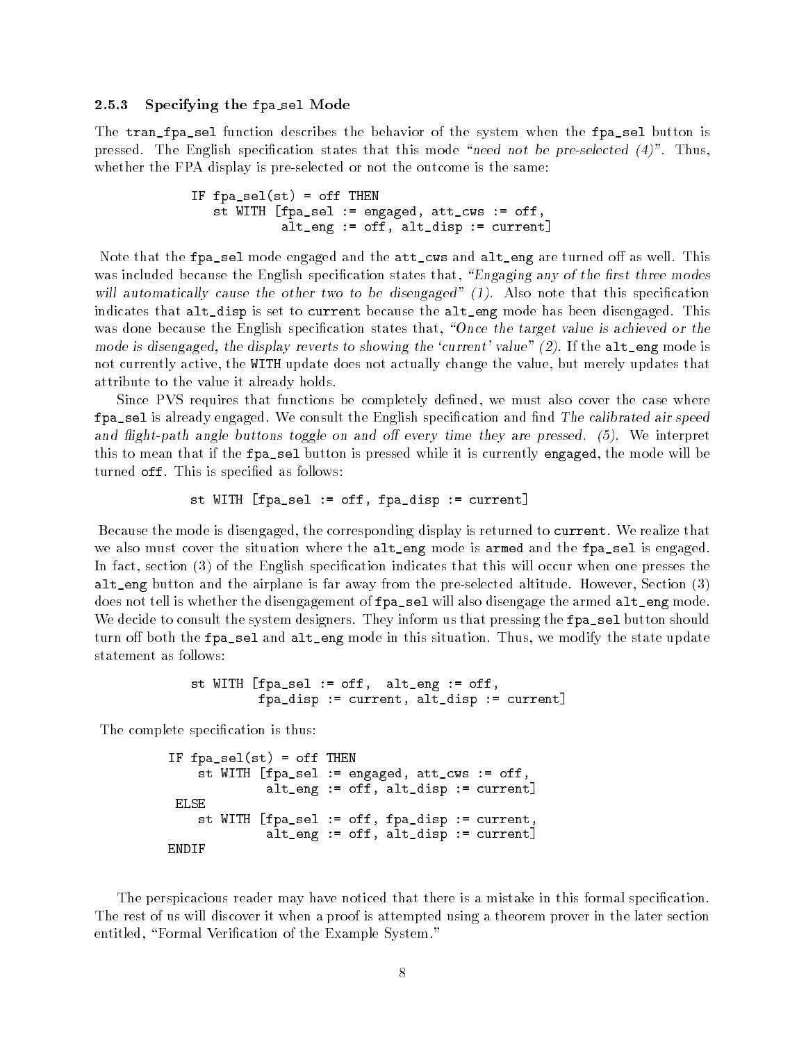### 2.5.3 Specifying the fpa_sel Mode

The `tran_fpa_sel` function describes the behavior of the system when the `fpa_sel` button is pressed. The English specification states that this mode *"need not be pre-selected (4)"*. Thus, whether the FPA display is pre-selected or not the outcome is the same:

```
IF fpa_sel(st) = off THEN
   st WITH [fpa_sel := engaged, att_cws := off,
            alt_eng := off, alt_disp := current]
```

Note that the `fpa_sel` mode engaged and the `att_cws` and `alt_eng` are turned off as well. This was included because the English specification states that, *"Engaging any of the first three modes will automatically cause the other two to be disengaged" (1)*. Also note that this specification indicates that `alt_disp` is set to `current` because the `alt_eng` mode has been disengaged. This was done because the English specification states that, *"Once the target value is achieved or the mode is disengaged, the display reverts to showing the 'current' value" (2)*. If the `alt_eng` mode is not currently active, the `WITH` update does not actually change the value, but merely updates that attribute to the value it already holds.

Since PVS requires that functions be completely defined, we must also cover the case where `fpa_sel` is already engaged. We consult the English specification and find *The calibrated air speed and flight-path angle buttons toggle on and off every time they are pressed. (5)*. We interpret this to mean that if the `fpa_sel` button is pressed while it is currently `engaged`, the mode will be turned `off`. This is specified as follows:

```
st WITH [fpa_sel := off, fpa_disp := current]
```

Because the mode is disengaged, the corresponding display is returned to `current`. We realize that we also must cover the situation where the `alt_eng` mode is `armed` and the `fpa_sel` is engaged. In fact, section (3) of the English specification indicates that this will occur when one presses the `alt_eng` button and the airplane is far away from the pre-selected altitude. However, Section (3) does not tell is whether the disengagement of `fpa_sel` will also disengage the armed `alt_eng` mode. We decide to consult the system designers. They inform us that pressing the `fpa_sel` button should turn off both the `fpa_sel` and `alt_eng` mode in this situation. Thus, we modify the state update statement as follows:

```
st WITH [fpa_sel := off,  alt_eng := off,
         fpa_disp := current, alt_disp := current]
```

The complete specification is thus:

```
IF fpa_sel(st) = off THEN
    st WITH [fpa_sel := engaged, att_cws := off,
             alt_eng := off, alt_disp := current]
 ELSE
    st WITH [fpa_sel := off, fpa_disp := current,
             alt_eng := off, alt_disp := current]
ENDIF
```

The perspicacious reader may have noticed that there is a mistake in this formal specification. The rest of us will discover it when a proof is attempted using a theorem prover in the later section entitled, "Formal Verification of the Example System."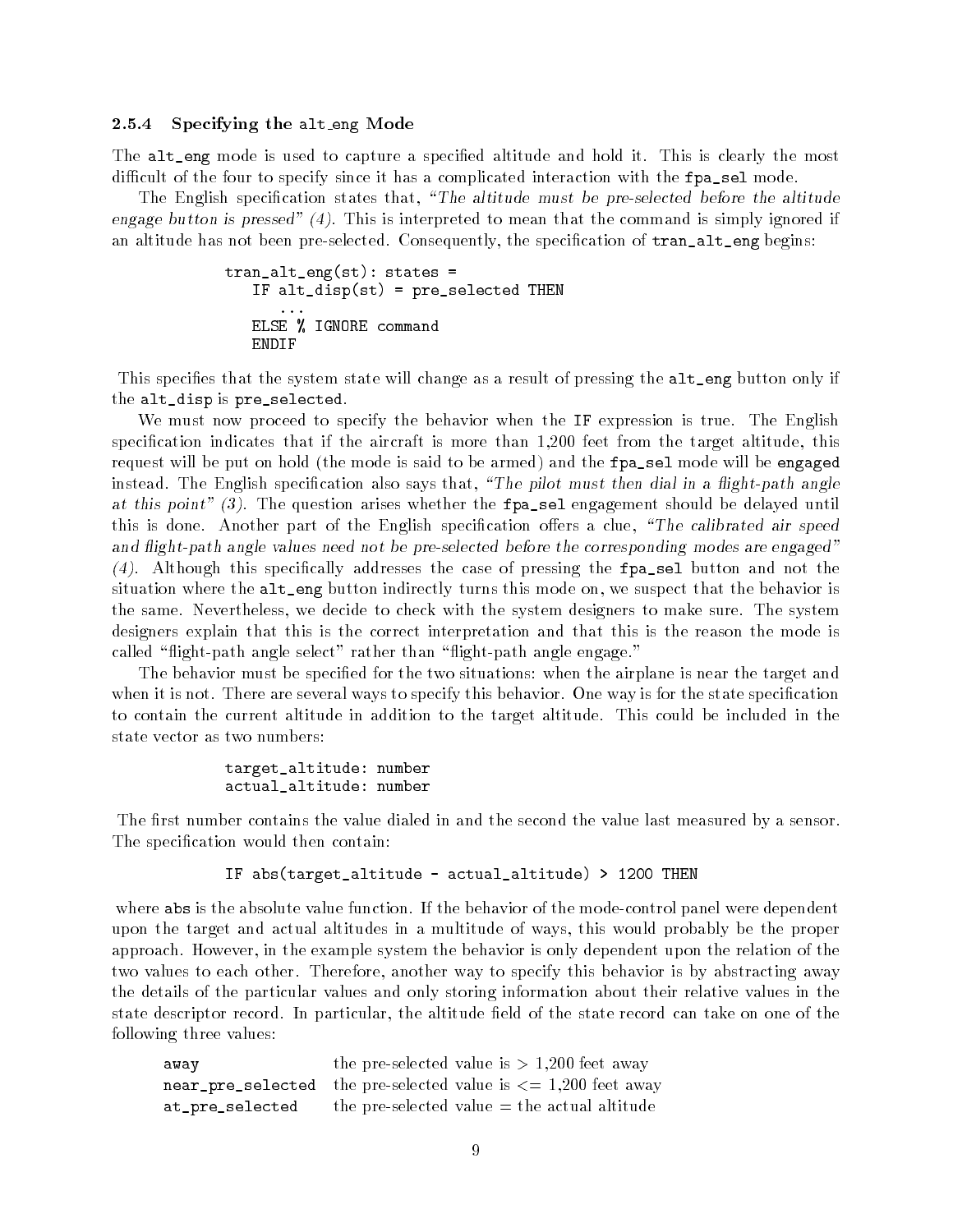### 2.5.4 Specifying the `alt_eng` Mode

The `alt_eng` mode is used to capture a specified altitude and hold it. This is clearly the most difficult of the four to specify since it has a complicated interaction with the `fpa_sel` mode.

The English specification states that, *"The altitude must be pre-selected before the altitude engage button is pressed" (4)*. This is interpreted to mean that the command is simply ignored if an altitude has not been pre-selected. Consequently, the specification of `tran_alt_eng` begins:

```
tran_alt_eng(st): states =
   IF alt_disp(st) = pre_selected THEN
      ...
   ELSE % IGNORE command
   ENDIF
```

This specifies that the system state will change as a result of pressing the `alt_eng` button only if the `alt_disp` is `pre_selected`.

We must now proceed to specify the behavior when the `IF` expression is true. The English specification indicates that if the aircraft is more than 1,200 feet from the target altitude, this request will be put on hold (the mode is said to be armed) and the `fpa_sel` mode will be `engaged` instead. The English specification also says that, *"The pilot must then dial in a flight-path angle at this point" (3)*. The question arises whether the `fpa_sel` engagement should be delayed until this is done. Another part of the English specification offers a clue, *"The calibrated air speed and flight-path angle values need not be pre-selected before the corresponding modes are engaged" (4)*. Although this specifically addresses the case of pressing the `fpa_sel` button and not the situation where the `alt_eng` button indirectly turns this mode on, we suspect that the behavior is the same. Nevertheless, we decide to check with the system designers to make sure. The system designers explain that this is the correct interpretation and that this is the reason the mode is called "flight-path angle select" rather than "flight-path angle engage."

The behavior must be specified for the two situations: when the airplane is near the target and when it is not. There are several ways to specify this behavior. One way is for the state specification to contain the current altitude in addition to the target altitude. This could be included in the state vector as two numbers:

```
target_altitude: number
actual_altitude: number
```

The first number contains the value dialed in and the second the value last measured by a sensor. The specification would then contain:

```
IF abs(target_altitude - actual_altitude) > 1200 THEN
```

where `abs` is the absolute value function. If the behavior of the mode-control panel were dependent upon the target and actual altitudes in a multitude of ways, this would probably be the proper approach. However, in the example system the behavior is only dependent upon the relation of the two values to each other. Therefore, another way to specify this behavior is by abstracting away the details of the particular values and only storing information about their relative values in the state descriptor record. In particular, the altitude field of the state record can take on one of the following three values:

| | |
|---|---|
| `away` | the pre-selected value is > 1,200 feet away |
| `near_pre_selected` | the pre-selected value is <= 1,200 feet away |
| `at_pre_selected` | the pre-selected value = the actual altitude |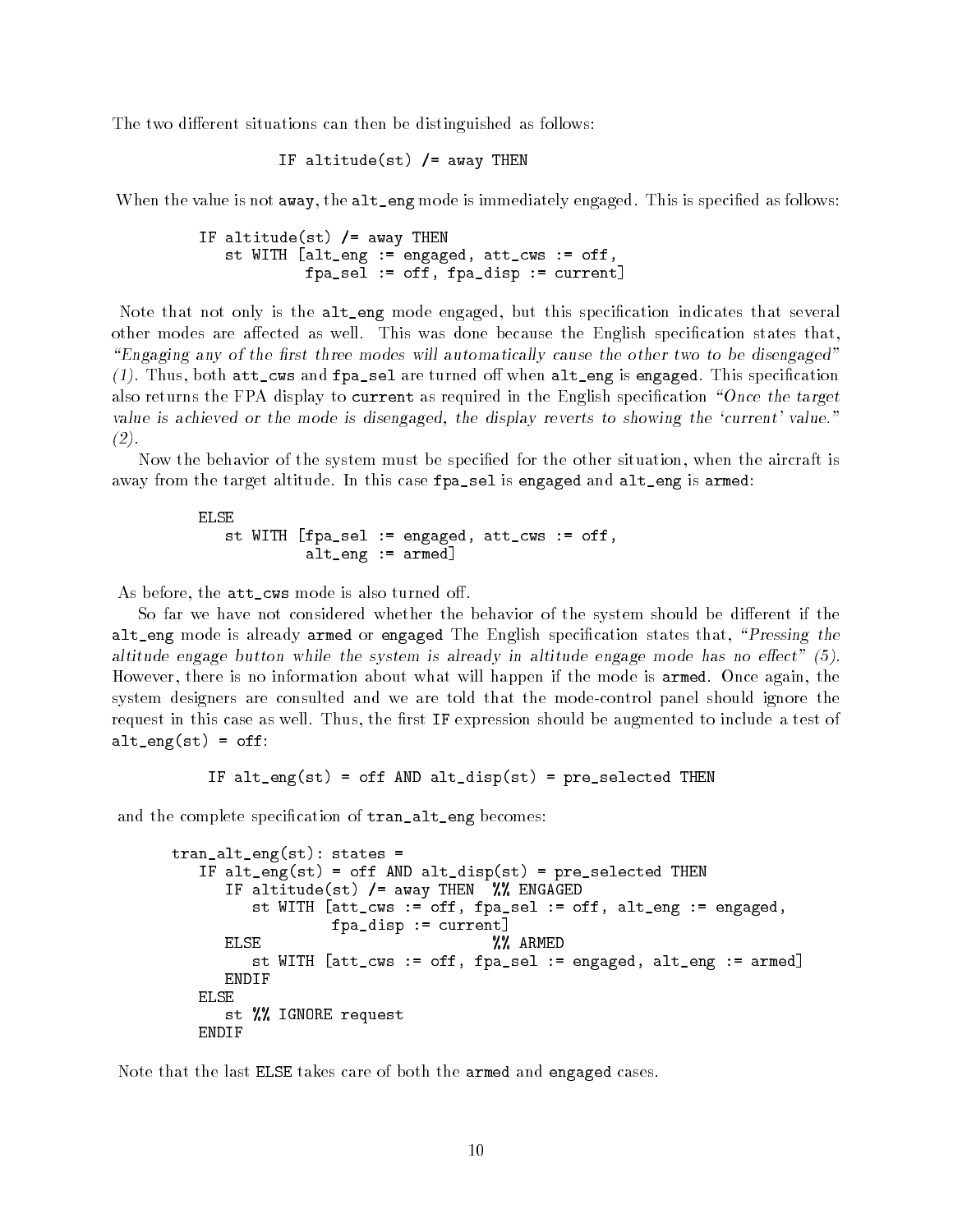The two different situations can then be distinguished as follows:

```
IF altitude(st) /= away THEN
```

When the value is not `away`, the `alt_eng` mode is immediately engaged. This is specified as follows:

```
IF altitude(st) /= away THEN
   st WITH [alt_eng := engaged, att_cws := off,
            fpa_sel := off, fpa_disp := current]
```

Note that not only is the `alt_eng` mode engaged, but this specification indicates that several other modes are affected as well. This was done because the English specification states that, *"Engaging any of the first three modes will automatically cause the other two to be disengaged" (1)*. Thus, both `att_cws` and `fpa_sel` are turned off when `alt_eng` is `engaged`. This specification also returns the FPA display to `current` as required in the English specification *"Once the target value is achieved or the mode is disengaged, the display reverts to showing the 'current' value." (2)*.

Now the behavior of the system must be specified for the other situation, when the aircraft is away from the target altitude. In this case `fpa_sel` is `engaged` and `alt_eng` is `armed`:

```
ELSE
   st WITH [fpa_sel := engaged, att_cws := off,
            alt_eng := armed]
```

As before, the `att_cws` mode is also turned off.

So far we have not considered whether the behavior of the system should be different if the `alt_eng` mode is already `armed` or `engaged` The English specification states that, *"Pressing the altitude engage button while the system is already in altitude engage mode has no effect" (5)*. However, there is no information about what will happen if the mode is `armed`. Once again, the system designers are consulted and we are told that the mode-control panel should ignore the request in this case as well. Thus, the first `IF` expression should be augmented to include a test of `alt_eng(st) = off`:

```
IF alt_eng(st) = off AND alt_disp(st) = pre_selected THEN
```

and the complete specification of `tran_alt_eng` becomes:

```
tran_alt_eng(st): states =
   IF alt_eng(st) = off AND alt_disp(st) = pre_selected THEN
      IF altitude(st) /= away THEN  %% ENGAGED
         st WITH [att_cws := off, fpa_sel := off, alt_eng := engaged,
                  fpa_disp := current]
      ELSE                          %% ARMED
         st WITH [att_cws := off, fpa_sel := engaged, alt_eng := armed]
      ENDIF
   ELSE
      st %% IGNORE request
   ENDIF
```

Note that the last `ELSE` takes care of both the `armed` and `engaged` cases.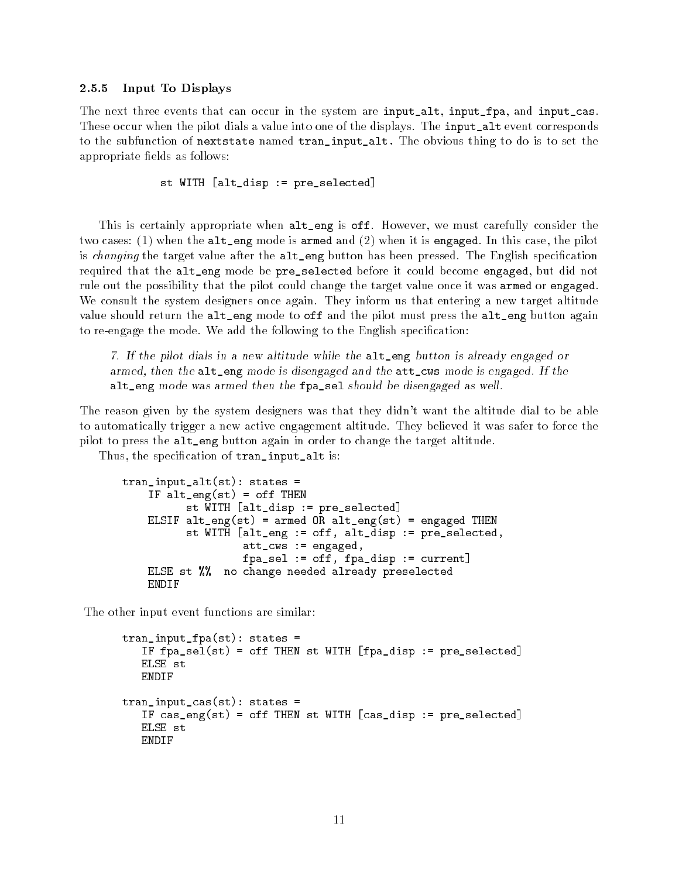### 2.5.5 Input To Displays

The next three events that can occur in the system are `input_alt`, `input_fpa`, and `input_cas`. These occur when the pilot dials a value into one of the displays. The `input_alt` event corresponds to the subfunction of `nextstate` named `tran_input_alt`. The obvious thing to do is to set the appropriate fields as follows:

```
st WITH [alt_disp := pre_selected]
```

This is certainly appropriate when `alt_eng` is `off`. However, we must carefully consider the two cases: (1) when the `alt_eng` mode is `armed` and (2) when it is `engaged`. In this case, the pilot is *changing* the target value after the `alt_eng` button has been pressed. The English specification required that the `alt_eng` mode be `pre_selected` before it could become `engaged`, but did not rule out the possibility that the pilot could change the target value once it was `armed` or `engaged`. We consult the system designers once again. They inform us that entering a new target altitude value should return the `alt_eng` mode to `off` and the pilot must press the `alt_eng` button again to re-engage the mode. We add the following to the English specification:

> *7. If the pilot dials in a new altitude while the* `alt_eng` *button is already engaged or armed, then the* `alt_eng` *mode is disengaged and the* `att_cws` *mode is engaged. If the* `alt_eng` *mode was armed then the* `fpa_sel` *should be disengaged as well.*

The reason given by the system designers was that they didn't want the altitude dial to be able to automatically trigger a new active engagement altitude. They believed it was safer to force the pilot to press the `alt_eng` button again in order to change the target altitude.

Thus, the specification of `tran_input_alt` is:

```
tran_input_alt(st): states =
    IF alt_eng(st) = off THEN
          st WITH [alt_disp := pre_selected]
    ELSIF alt_eng(st) = armed OR alt_eng(st) = engaged THEN
          st WITH [alt_eng := off, alt_disp := pre_selected,
                   att_cws := engaged,
                   fpa_sel := off, fpa_disp := current]
    ELSE st %%  no change needed already preselected
    ENDIF
```

The other input event functions are similar:

```
tran_input_fpa(st): states =
   IF fpa_sel(st) = off THEN st WITH [fpa_disp := pre_selected]
   ELSE st
   ENDIF

tran_input_cas(st): states =
   IF cas_eng(st) = off THEN st WITH [cas_disp := pre_selected]
   ELSE st
   ENDIF
```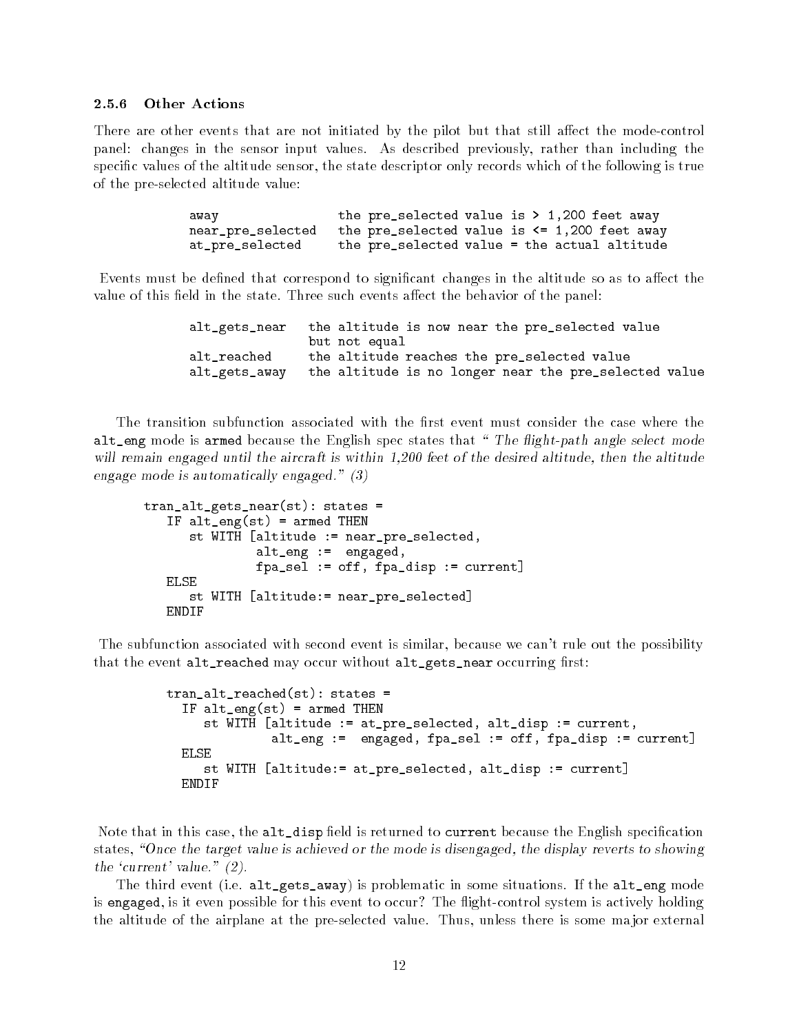### 2.5.6 Other Actions

There are other events that are not initiated by the pilot but that still affect the mode-control panel: changes in the sensor input values. As described previously, rather than including the specific values of the altitude sensor, the state descriptor only records which of the following is true of the pre-selected altitude value:

```
away                the pre_selected value is > 1,200 feet away
near_pre_selected   the pre_selected value is <= 1,200 feet away
at_pre_selected     the pre_selected value = the actual altitude
```

Events must be defined that correspond to significant changes in the altitude so as to affect the value of this field in the state. Three such events affect the behavior of the panel:

```
alt_gets_near   the altitude is now near the pre_selected value
                but not equal
alt_reached     the altitude reaches the pre_selected value
alt_gets_away   the altitude is no longer near the pre_selected value
```

The transition subfunction associated with the first event must consider the case where the `alt_eng` mode is `armed` because the English spec states that "*The flight-path angle select mode will remain engaged until the aircraft is within 1,200 feet of the desired altitude, then the altitude engage mode is automatically engaged.*" *(3)*

```
tran_alt_gets_near(st): states =
   IF alt_eng(st) = armed THEN
      st WITH [altitude := near_pre_selected,
               alt_eng :=  engaged,
               fpa_sel := off, fpa_disp := current]
   ELSE
      st WITH [altitude:= near_pre_selected]
   ENDIF
```

The subfunction associated with second event is similar, because we can't rule out the possibility that the event `alt_reached` may occur without `alt_gets_near` occurring first:

```
tran_alt_reached(st): states =
  IF alt_eng(st) = armed THEN
     st WITH [altitude := at_pre_selected, alt_disp := current,
              alt_eng :=  engaged, fpa_sel := off, fpa_disp := current]
  ELSE
     st WITH [altitude:= at_pre_selected, alt_disp := current]
  ENDIF
```

Note that in this case, the `alt_disp` field is returned to `current` because the English specification states, *"Once the target value is achieved or the mode is disengaged, the display reverts to showing the 'current' value." (2)*.

The third event (i.e. `alt_gets_away`) is problematic in some situations. If the `alt_eng` mode is `engaged`, is it even possible for this event to occur? The flight-control system is actively holding the altitude of the airplane at the pre-selected value. Thus, unless there is some major external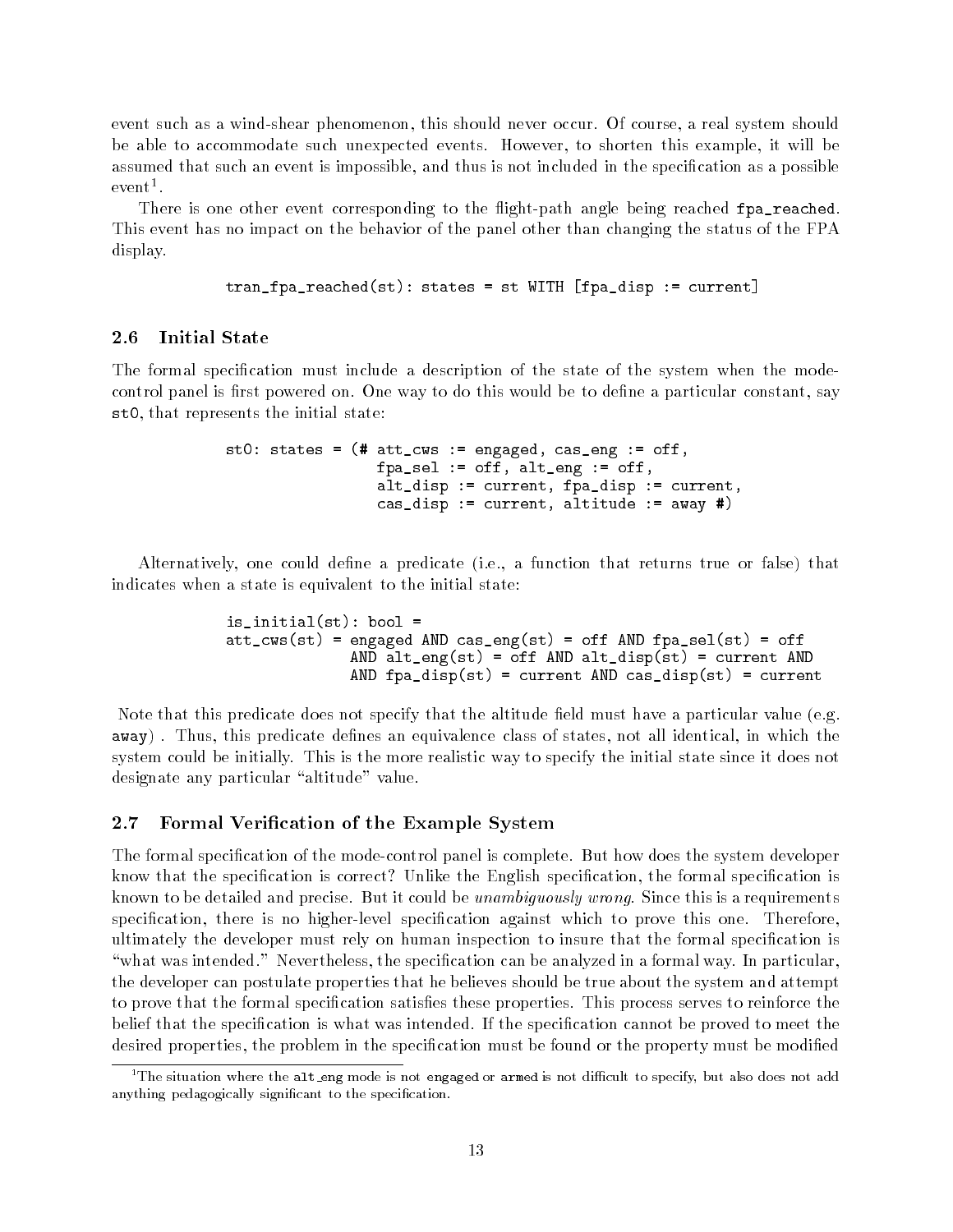event such as a wind-shear phenomenon, this should never occur. Of course, a real system should be able to accommodate such unexpected events. However, to shorten this example, it will be assumed that such an event is impossible, and thus is not included in the specification as a possible event[1].

There is one other event corresponding to the flight-path angle being reached `fpa_reached`. This event has no impact on the behavior of the panel other than changing the status of the FPA display.

```
tran_fpa_reached(st): states = st WITH [fpa_disp := current]
```

### 2.6 Initial State

The formal specification must include a description of the state of the system when the mode-control panel is first powered on. One way to do this would be to define a particular constant, say `st0`, that represents the initial state:

```
st0: states = (# att_cws := engaged, cas_eng := off,
                 fpa_sel := off, alt_eng := off,
                 alt_disp := current, fpa_disp := current,
                 cas_disp := current, altitude := away #)
```

Alternatively, one could define a predicate (i.e., a function that returns true or false) that indicates when a state is equivalent to the initial state:

```
is_initial(st): bool =
att_cws(st) = engaged AND cas_eng(st) = off AND fpa_sel(st) = off
              AND alt_eng(st) = off AND alt_disp(st) = current AND
              AND fpa_disp(st) = current AND cas_disp(st) = current
```

Note that this predicate does not specify that the altitude field must have a particular value (e.g. `away`) . Thus, this predicate defines an equivalence class of states, not all identical, in which the system could be initially. This is the more realistic way to specify the initial state since it does not designate any particular "altitude" value.

### 2.7 Formal Verification of the Example System

The formal specification of the mode-control panel is complete. But how does the system developer know that the specification is correct? Unlike the English specification, the formal specification is known to be detailed and precise. But it could be *unambiguously wrong*. Since this is a requirements specification, there is no higher-level specification against which to prove this one. Therefore, ultimately the developer must rely on human inspection to insure that the formal specification is "what was intended." Nevertheless, the specification can be analyzed in a formal way. In particular, the developer can postulate properties that he believes should be true about the system and attempt to prove that the formal specification satisfies these properties. This process serves to reinforce the belief that the specification is what was intended. If the specification cannot be proved to meet the desired properties, the problem in the specification must be found or the property must be modified

[1]The situation where the `alt_eng` mode is not `engaged` or `armed` is not difficult to specify, but also does not add anything pedagogically significant to the specification.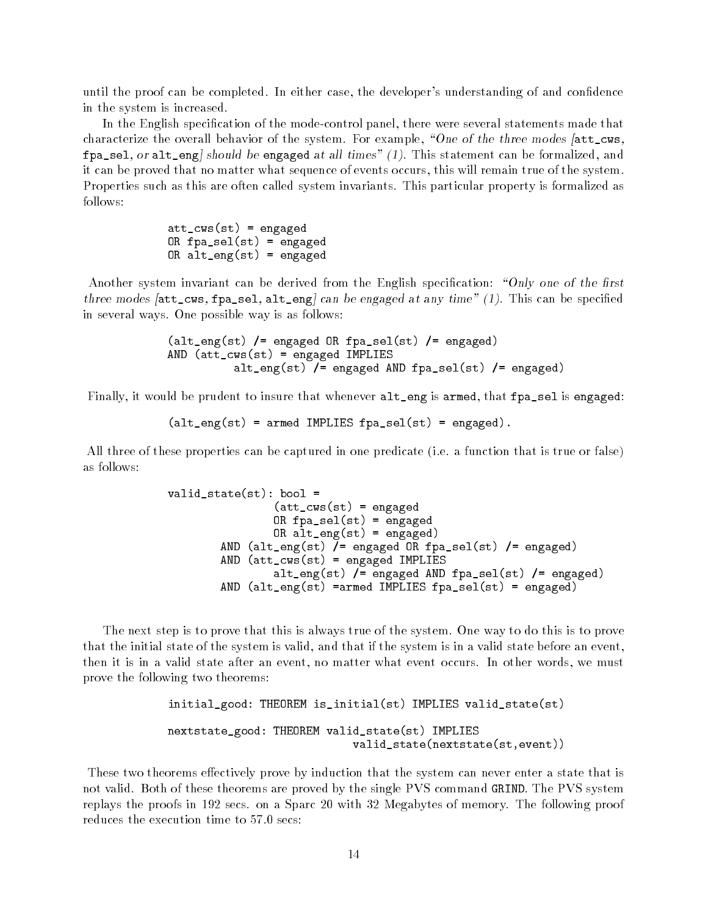until the proof can be completed. In either case, the developer's understanding of and confidence in the system is increased.

In the English specification of the mode-control panel, there were several statements made that characterize the overall behavior of the system. For example, *"One of the three modes [*`att_cws`*,* `fpa_sel`*, or* `alt_eng`*] should be* `engaged` *at all times" (1).* This statement can be formalized, and it can be proved that no matter what sequence of events occurs, this will remain true of the system. Properties such as this are often called system invariants. This particular property is formalized as follows:

```
att_cws(st) = engaged
OR fpa_sel(st) = engaged
OR alt_eng(st) = engaged
```

Another system invariant can be derived from the English specification: *"Only one of the first three modes [*`att_cws`*,* `fpa_sel`*,* `alt_eng`*] can be engaged at any time" (1).* This can be specified in several ways. One possible way is as follows:

```
(alt_eng(st) /= engaged OR fpa_sel(st) /= engaged)
AND (att_cws(st) = engaged IMPLIES
          alt_eng(st) /= engaged AND fpa_sel(st) /= engaged)
```

Finally, it would be prudent to insure that whenever `alt_eng` is `armed`, that `fpa_sel` is `engaged`:

```
(alt_eng(st) = armed IMPLIES fpa_sel(st) = engaged).
```

All three of these properties can be captured in one predicate (i.e. a function that is true or false) as follows:

```
valid_state(st): bool =
                (att_cws(st) = engaged
                OR fpa_sel(st) = engaged
                OR alt_eng(st) = engaged)
        AND (alt_eng(st) /= engaged OR fpa_sel(st) /= engaged)
        AND (att_cws(st) = engaged IMPLIES
                alt_eng(st) /= engaged AND fpa_sel(st) /= engaged)
        AND (alt_eng(st) =armed IMPLIES fpa_sel(st) = engaged)
```

The next step is to prove that this is always true of the system. One way to do this is to prove that the initial state of the system is valid, and that if the system is in a valid state before an event, then it is in a valid state after an event, no matter what event occurs. In other words, we must prove the following two theorems:

```
initial_good: THEOREM is_initial(st) IMPLIES valid_state(st)

nextstate_good: THEOREM valid_state(st) IMPLIES
                             valid_state(nextstate(st,event))
```

These two theorems effectively prove by induction that the system can never enter a state that is not valid. Both of these theorems are proved by the single PVS command `GRIND`. The PVS system replays the proofs in 192 secs. on a Sparc 20 with 32 Megabytes of memory. The following proof reduces the execution time to 57.0 secs: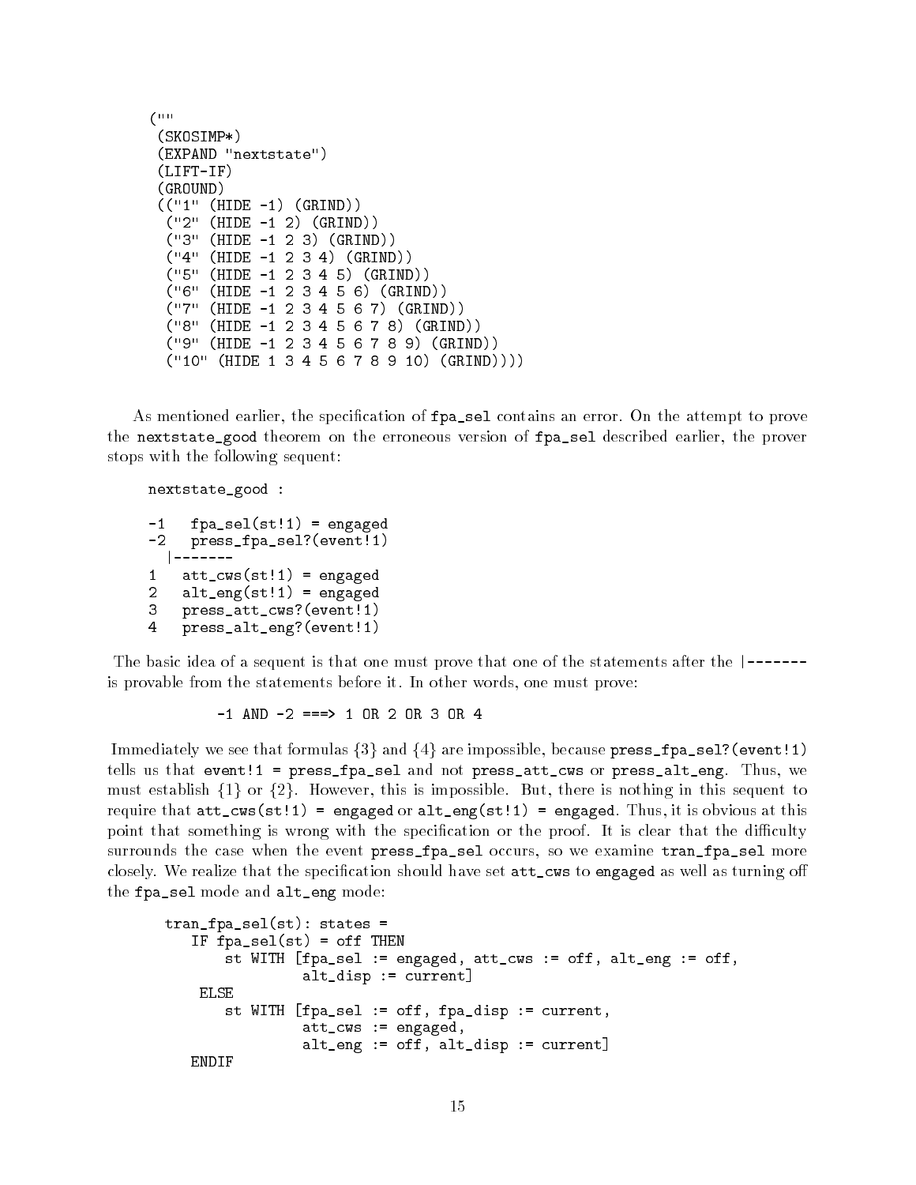```
(""
 (SKOSIMP*)
 (EXPAND "nextstate")
 (LIFT-IF)
 (GROUND)
 (("1" (HIDE -1) (GRIND))
  ("2" (HIDE -1 2) (GRIND))
  ("3" (HIDE -1 2 3) (GRIND))
  ("4" (HIDE -1 2 3 4) (GRIND))
  ("5" (HIDE -1 2 3 4 5) (GRIND))
  ("6" (HIDE -1 2 3 4 5 6) (GRIND))
  ("7" (HIDE -1 2 3 4 5 6 7) (GRIND))
  ("8" (HIDE -1 2 3 4 5 6 7 8) (GRIND))
  ("9" (HIDE -1 2 3 4 5 6 7 8 9) (GRIND))
  ("10" (HIDE 1 3 4 5 6 7 8 9 10) (GRIND))))
```

As mentioned earlier, the specification of `fpa_sel` contains an error. On the attempt to prove the `nextstate_good` theorem on the erroneous version of `fpa_sel` described earlier, the prover stops with the following sequent:

```
nextstate_good :

-1   fpa_sel(st!1) = engaged
-2   press_fpa_sel?(event!1)
  |-------
1   att_cws(st!1) = engaged
2   alt_eng(st!1) = engaged
3   press_att_cws?(event!1)
4   press_alt_eng?(event!1)
```

The basic idea of a sequent is that one must prove that one of the statements after the `|-------` is provable from the statements before it. In other words, one must prove:

```
-1 AND -2 ===> 1 OR 2 OR 3 OR 4
```

Immediately we see that formulas {3} and {4} are impossible, because `press_fpa_sel?(event!1)` tells us that `event!1 = press_fpa_sel` and not `press_att_cws` or `press_alt_eng`. Thus, we must establish {1} or {2}. However, this is impossible. But, there is nothing in this sequent to require that `att_cws(st!1) = engaged` or `alt_eng(st!1) = engaged`. Thus, it is obvious at this point that something is wrong with the specification or the proof. It is clear that the difficulty surrounds the case when the event `press_fpa_sel` occurs, so we examine `tran_fpa_sel` more closely. We realize that the specification should have set `att_cws` to `engaged` as well as turning off the `fpa_sel` mode and `alt_eng` mode:

```
tran_fpa_sel(st): states =
   IF fpa_sel(st) = off THEN
       st WITH [fpa_sel := engaged, att_cws := off, alt_eng := off,
                alt_disp := current]
    ELSE
       st WITH [fpa_sel := off, fpa_disp := current,
                att_cws := engaged,
                alt_eng := off, alt_disp := current]
   ENDIF
```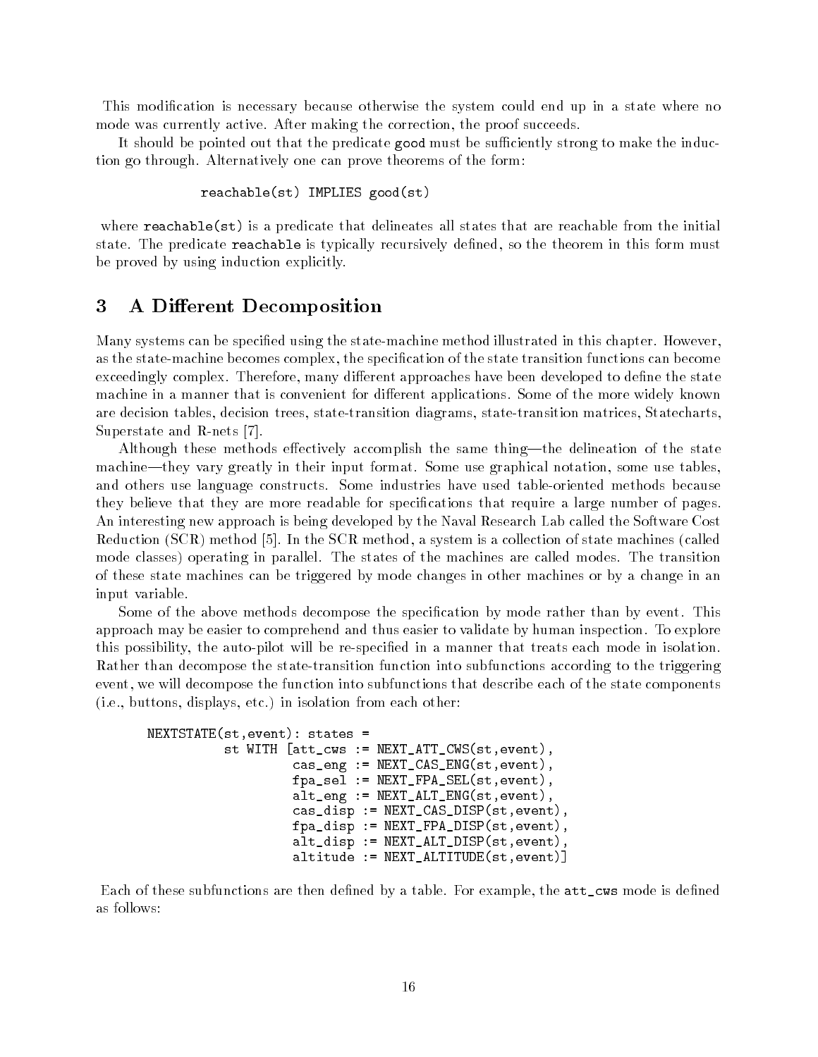This modification is necessary because otherwise the system could end up in a state where no mode was currently active. After making the correction, the proof succeeds.

It should be pointed out that the predicate `good` must be sufficiently strong to make the induction go through. Alternatively one can prove theorems of the form:

```
reachable(st) IMPLIES good(st)
```

where `reachable(st)` is a predicate that delineates all states that are reachable from the initial state. The predicate `reachable` is typically recursively defined, so the theorem in this form must be proved by using induction explicitly.

## 3 A Different Decomposition

Many systems can be specified using the state-machine method illustrated in this chapter. However, as the state-machine becomes complex, the specification of the state transition functions can become exceedingly complex. Therefore, many different approaches have been developed to define the state machine in a manner that is convenient for different applications. Some of the more widely known are decision tables, decision trees, state-transition diagrams, state-transition matrices, Statecharts, Superstate and R-nets [7].

Although these methods effectively accomplish the same thing—the delineation of the state machine—they vary greatly in their input format. Some use graphical notation, some use tables, and others use language constructs. Some industries have used table-oriented methods because they believe that they are more readable for specifications that require a large number of pages. An interesting new approach is being developed by the Naval Research Lab called the Software Cost Reduction (SCR) method [5]. In the SCR method, a system is a collection of state machines (called mode classes) operating in parallel. The states of the machines are called modes. The transition of these state machines can be triggered by mode changes in other machines or by a change in an input variable.

Some of the above methods decompose the specification by mode rather than by event. This approach may be easier to comprehend and thus easier to validate by human inspection. To explore this possibility, the auto-pilot will be re-specified in a manner that treats each mode in isolation. Rather than decompose the state-transition function into subfunctions according to the triggering event, we will decompose the function into subfunctions that describe each of the state components (i.e., buttons, displays, etc.) in isolation from each other:

```
NEXTSTATE(st,event): states =
          st WITH [att_cws := NEXT_ATT_CWS(st,event),
                   cas_eng := NEXT_CAS_ENG(st,event),
                   fpa_sel := NEXT_FPA_SEL(st,event),
                   alt_eng := NEXT_ALT_ENG(st,event),
                   cas_disp := NEXT_CAS_DISP(st,event),
                   fpa_disp := NEXT_FPA_DISP(st,event),
                   alt_disp := NEXT_ALT_DISP(st,event),
                   altitude := NEXT_ALTITUDE(st,event)]
```

Each of these subfunctions are then defined by a table. For example, the `att_cws` mode is defined as follows: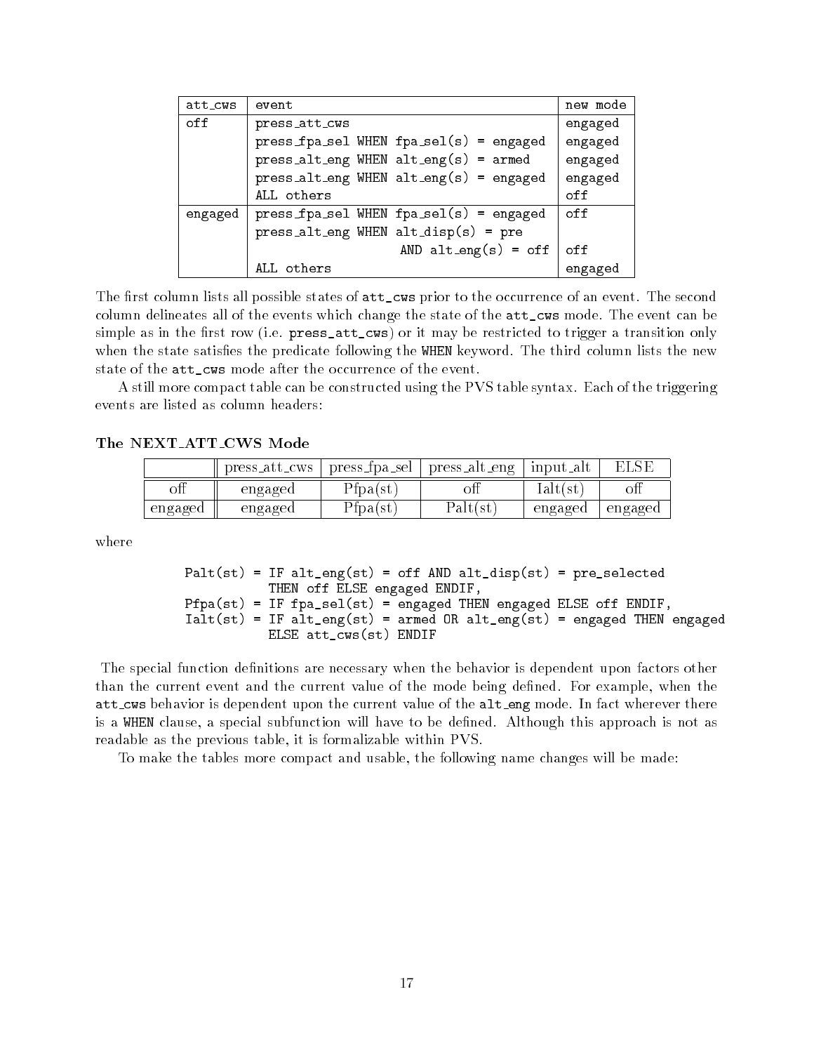| att_cws | event | new mode |
|---|---|---|
| off | press_att_cws | engaged |
| | press_fpa_sel WHEN fpa_sel(s) = engaged | engaged |
| | press_alt_eng WHEN alt_eng(s) = armed | engaged |
| | press_alt_eng WHEN alt_eng(s) = engaged | engaged |
| | ALL others | off |
| engaged | press_fpa_sel WHEN fpa_sel(s) = engaged | off |
| | press_alt_eng WHEN alt_disp(s) = pre AND alt_eng(s) = off | off |
| | ALL others | engaged |

The first column lists all possible states of att_cws prior to the occurrence of an event. The second column delineates all of the events which change the state of the att_cws mode. The event can be simple as in the first row (i.e. press_att_cws) or it may be restricted to trigger a transition only when the state satisfies the predicate following the WHEN keyword. The third column lists the new state of the att_cws mode after the occurrence of the event.

A still more compact table can be constructed using the PVS table syntax. Each of the triggering events are listed as column headers:

**The NEXT_ATT_CWS Mode**

| | press_att_cws | press_fpa_sel | press_alt_eng | input_alt | ELSE |
|---|---|---|---|---|---|
| off | engaged | Pfpa(st) | off | Ialt(st) | off |
| engaged | engaged | Pfpa(st) | Palt(st) | engaged | engaged |

where

```
Palt(st) = IF alt_eng(st) = off AND alt_disp(st) = pre_selected
           THEN off ELSE engaged ENDIF,
Pfpa(st) = IF fpa_sel(st) = engaged THEN engaged ELSE off ENDIF,
Ialt(st) = IF alt_eng(st) = armed OR alt_eng(st) = engaged THEN engaged
           ELSE att_cws(st) ENDIF
```

The special function definitions are necessary when the behavior is dependent upon factors other than the current event and the current value of the mode being defined. For example, when the att_cws behavior is dependent upon the current value of the alt_eng mode. In fact wherever there is a WHEN clause, a special subfunction will have to be defined. Although this approach is not as readable as the previous table, it is formalizable within PVS.

To make the tables more compact and usable, the following name changes will be made: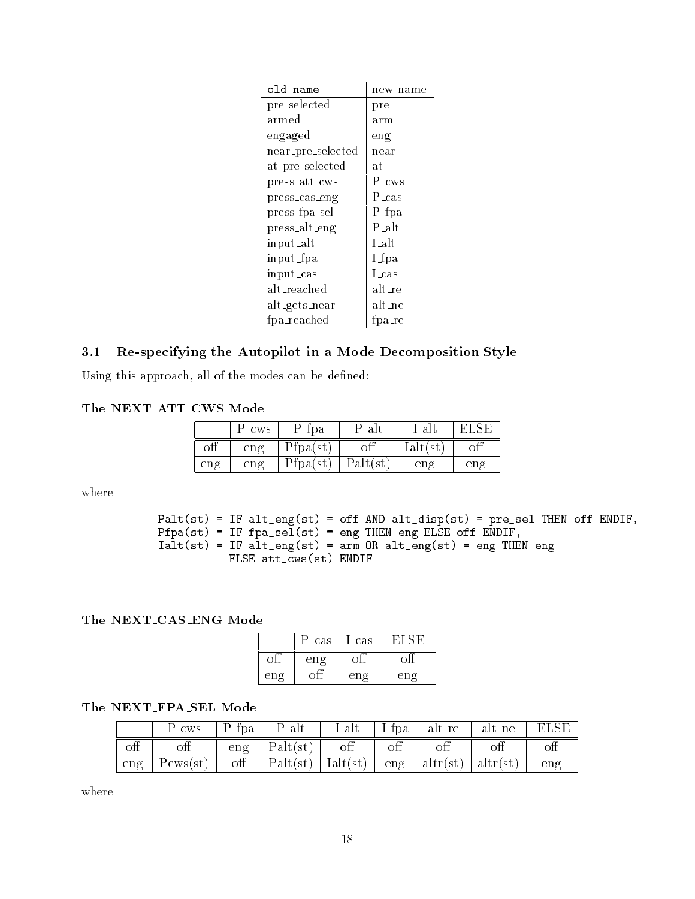| old name | new name |
|---|---|
| pre_selected | pre |
| armed | arm |
| engaged | eng |
| near_pre_selected | near |
| at_pre_selected | at |
| press_att_cws | P_cws |
| press_cas_eng | P_cas |
| press_fpa_sel | P_fpa |
| press_alt_eng | P_alt |
| input_alt | I_alt |
| input_fpa | I_fpa |
| input_cas | I_cas |
| alt_reached | alt_re |
| alt_gets_near | alt_ne |
| fpa_reached | fpa_re |

## 3.1 Re-specifying the Autopilot in a Mode Decomposition Style

Using this approach, all of the modes can be defined:

### The NEXT_ATT_CWS Mode

| | P_cws | P_fpa | P_alt | I_alt | ELSE |
|---|---|---|---|---|---|
| off | eng | Pfpa(st) | off | Ialt(st) | off |
| eng | eng | Pfpa(st) | Palt(st) | eng | eng |

where

```
Palt(st) = IF alt_eng(st) = off AND alt_disp(st) = pre_sel THEN off ENDIF,
Pfpa(st) = IF fpa_sel(st) = eng THEN eng ELSE off ENDIF,
Ialt(st) = IF alt_eng(st) = arm OR alt_eng(st) = eng THEN eng
           ELSE att_cws(st) ENDIF
```

### The NEXT_CAS_ENG Mode

| | P_cas | I_cas | ELSE |
|---|---|---|---|
| off | eng | off | off |
| eng | off | eng | eng |

### The NEXT_FPA_SEL Mode

| | P_cws | P_fpa | P_alt | I_alt | I_fpa | alt_re | alt_ne | ELSE |
|---|---|---|---|---|---|---|---|---|
| off | off | eng | Palt(st) | off | off | off | off | off |
| eng | Pcws(st) | off | Palt(st) | Ialt(st) | eng | altr(st) | altr(st) | eng |

where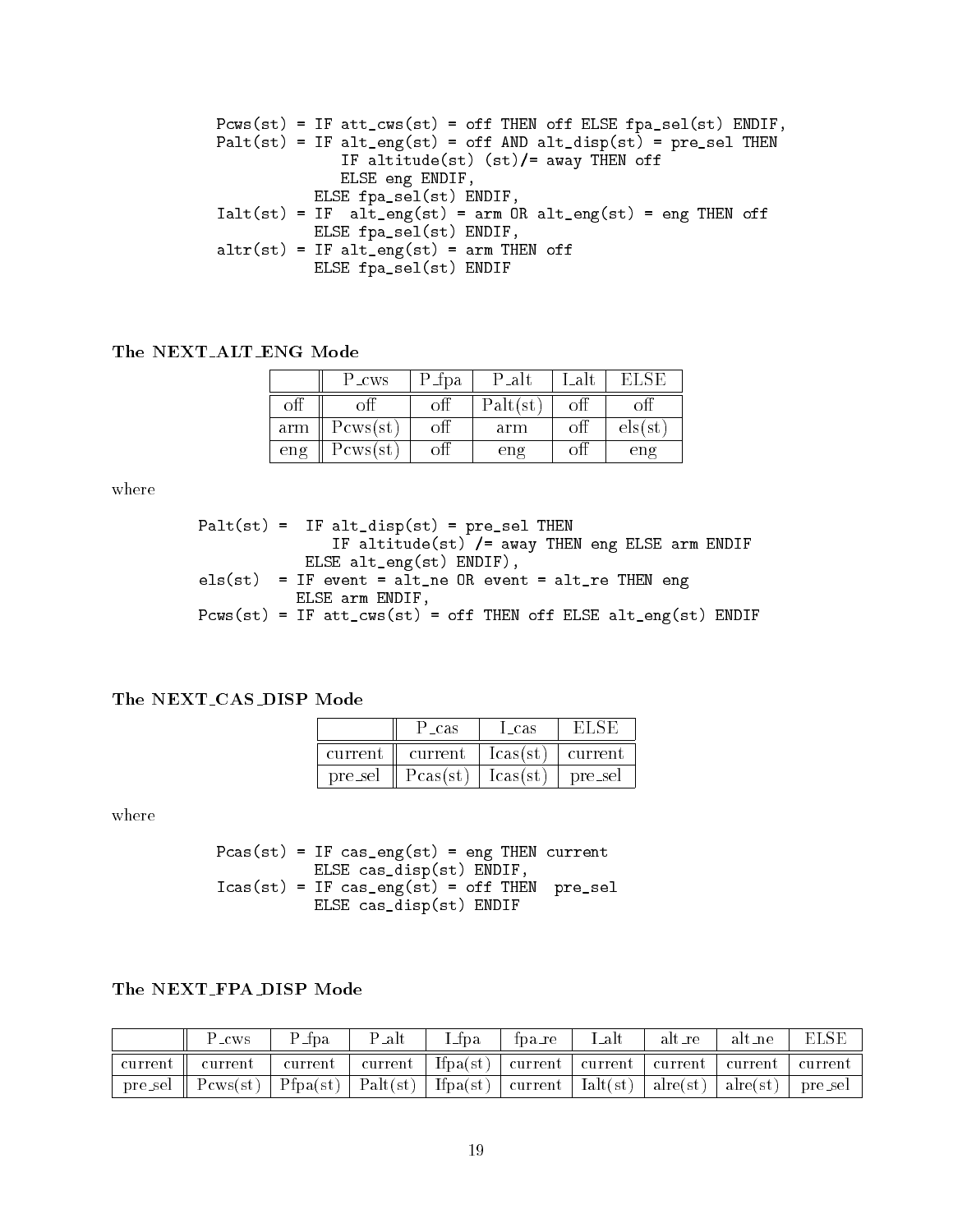```
Pcws(st) = IF att_cws(st) = off THEN off ELSE fpa_sel(st) ENDIF,
Palt(st) = IF alt_eng(st) = off AND alt_disp(st) = pre_sel THEN
               IF altitude(st) (st)/= away THEN off
               ELSE eng ENDIF,
           ELSE fpa_sel(st) ENDIF,
Ialt(st) = IF  alt_eng(st) = arm OR alt_eng(st) = eng THEN off
           ELSE fpa_sel(st) ENDIF,
altr(st) = IF alt_eng(st) = arm THEN off
           ELSE fpa_sel(st) ENDIF
```

### The NEXT_ALT_ENG Mode

| | P_cws | P_fpa | P_alt | I_alt | ELSE |
|---|---|---|---|---|---|
| off | off | off | Palt(st) | off | off |
| arm | Pcws(st) | off | arm | off | els(st) |
| eng | Pcws(st) | off | eng | off | eng |

where

```
Palt(st) =  IF alt_disp(st) = pre_sel THEN
                IF altitude(st) /= away THEN eng ELSE arm ENDIF
            ELSE alt_eng(st) ENDIF),
els(st)  = IF event = alt_ne OR event = alt_re THEN eng
           ELSE arm ENDIF,
Pcws(st) = IF att_cws(st) = off THEN off ELSE alt_eng(st) ENDIF
```

### The NEXT_CAS_DISP Mode

| | P_cas | I_cas | ELSE |
|---|---|---|---|
| current | current | Icas(st) | current |
| pre_sel | Pcas(st) | Icas(st) | pre_sel |

where

```
Pcas(st) = IF cas_eng(st) = eng THEN current
           ELSE cas_disp(st) ENDIF,
Icas(st) = IF cas_eng(st) = off THEN  pre_sel
           ELSE cas_disp(st) ENDIF
```

### The NEXT_FPA_DISP Mode

| | P_cws | P_fpa | P_alt | I_fpa | fpa_re | I_alt | alt_re | alt_ne | ELSE |
|---|---|---|---|---|---|---|---|---|---|
| current | current | current | current | Ifpa(st) | current | current | current | current | current |
| pre_sel | Pcws(st) | Pfpa(st) | Palt(st) | Ifpa(st) | current | Ialt(st) | alre(st) | alre(st) | pre_sel |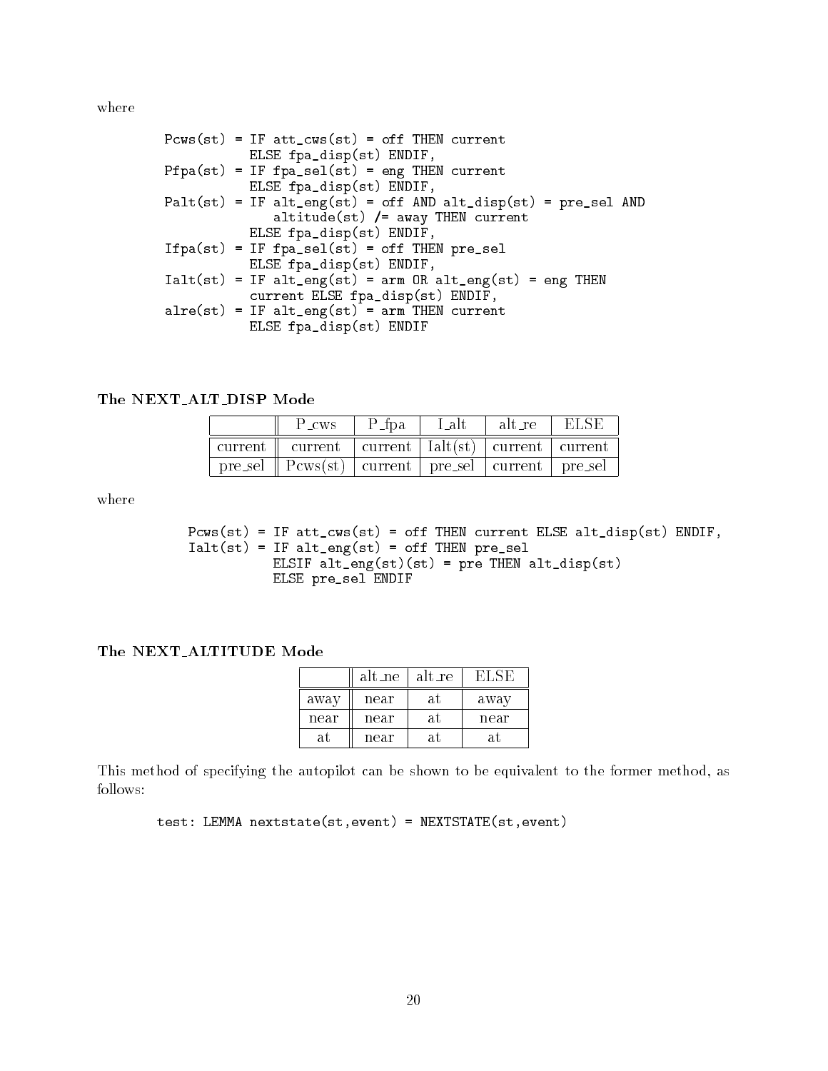where

```
Pcws(st) = IF att_cws(st) = off THEN current
           ELSE fpa_disp(st) ENDIF,
Pfpa(st) = IF fpa_sel(st) = eng THEN current
           ELSE fpa_disp(st) ENDIF,
Palt(st) = IF alt_eng(st) = off AND alt_disp(st) = pre_sel AND
              altitude(st) /= away THEN current
           ELSE fpa_disp(st) ENDIF,
Ifpa(st) = IF fpa_sel(st) = off THEN pre_sel
           ELSE fpa_disp(st) ENDIF,
Ialt(st) = IF alt_eng(st) = arm OR alt_eng(st) = eng THEN
           current ELSE fpa_disp(st) ENDIF,
alre(st) = IF alt_eng(st) = arm THEN current
           ELSE fpa_disp(st) ENDIF
```

### The NEXT_ALT_DISP Mode

| | P_cws | P_fpa | I_alt | alt_re | ELSE |
|---|---|---|---|---|---|
| current | current | current | Ialt(st) | current | current |
| pre_sel | Pcws(st) | current | pre_sel | current | pre_sel |

where

```
Pcws(st) = IF att_cws(st) = off THEN current ELSE alt_disp(st) ENDIF,
Ialt(st) = IF alt_eng(st) = off THEN pre_sel
           ELSIF alt_eng(st)(st) = pre THEN alt_disp(st)
           ELSE pre_sel ENDIF
```

### The NEXT_ALTITUDE Mode

| | alt_ne | alt_re | ELSE |
|---|---|---|---|
| away | near | at | away |
| near | near | at | near |
| at | near | at | at |

This method of specifying the autopilot can be shown to be equivalent to the former method, as follows:

```
test: LEMMA nextstate(st,event) = NEXTSTATE(st,event)
```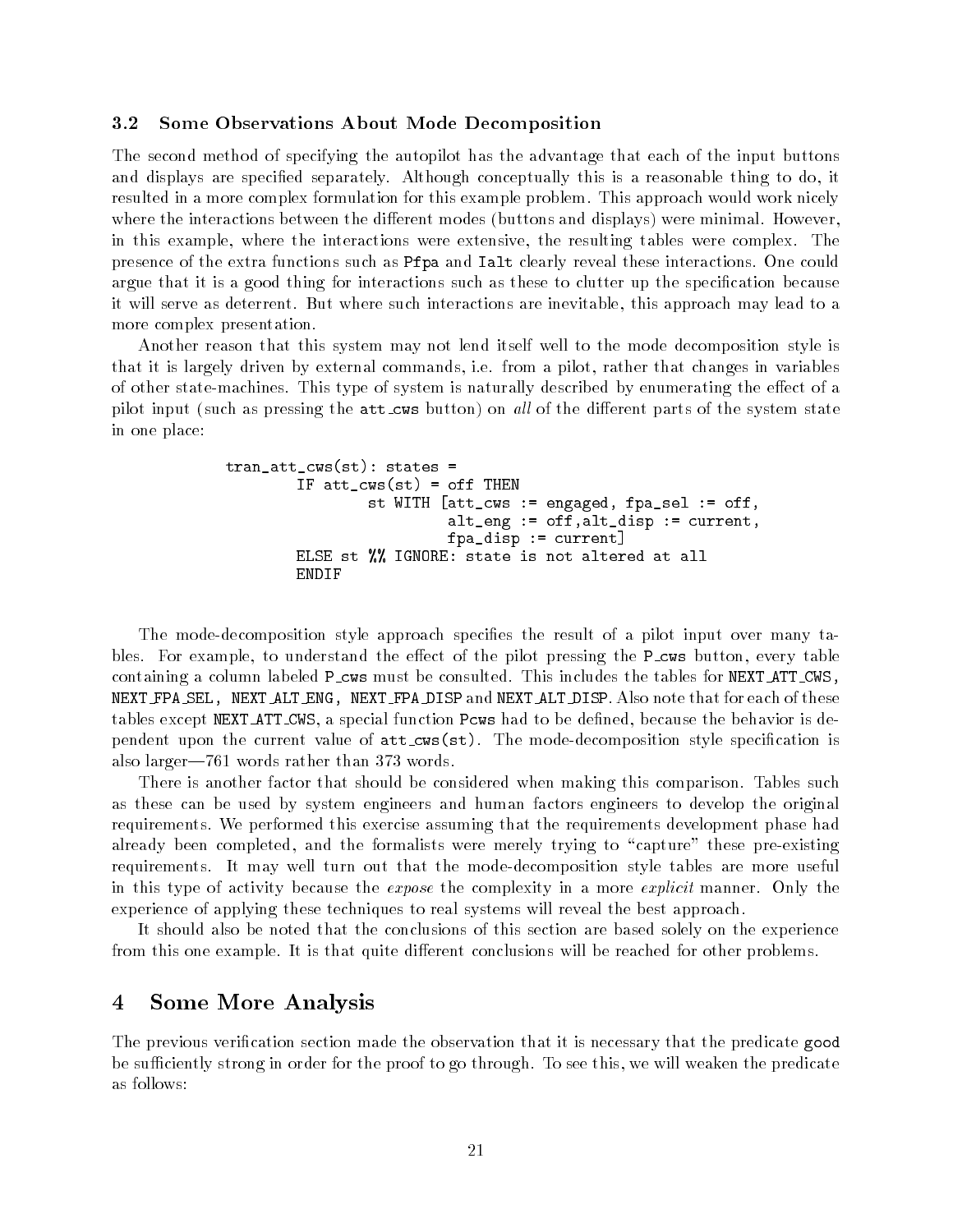### 3.2 Some Observations About Mode Decomposition

The second method of specifying the autopilot has the advantage that each of the input buttons and displays are specified separately. Although conceptually this is a reasonable thing to do, it resulted in a more complex formulation for this example problem. This approach would work nicely where the interactions between the different modes (buttons and displays) were minimal. However, in this example, where the interactions were extensive, the resulting tables were complex. The presence of the extra functions such as `Pfpa` and `Ialt` clearly reveal these interactions. One could argue that it is a good thing for interactions such as these to clutter up the specification because it will serve as deterrent. But where such interactions are inevitable, this approach may lead to a more complex presentation.

Another reason that this system may not lend itself well to the mode decomposition style is that it is largely driven by external commands, i.e. from a pilot, rather that changes in variables of other state-machines. This type of system is naturally described by enumerating the effect of a pilot input (such as pressing the `att_cws` button) on *all* of the different parts of the system state in one place:

```
tran_att_cws(st): states =
        IF att_cws(st) = off THEN
                st WITH [att_cws := engaged, fpa_sel := off,
                         alt_eng := off,alt_disp := current,
                         fpa_disp := current]
        ELSE st %% IGNORE: state is not altered at all
        ENDIF
```

The mode-decomposition style approach specifies the result of a pilot input over many tables. For example, to understand the effect of the pilot pressing the `P_cws` button, every table containing a column labeled `P_cws` must be consulted. This includes the tables for `NEXT_ATT_CWS`, `NEXT_FPA_SEL`, `NEXT_ALT_ENG`, `NEXT_FPA_DISP` and `NEXT_ALT_DISP`. Also note that for each of these tables except `NEXT_ATT_CWS`, a special function `Pcws` had to be defined, because the behavior is dependent upon the current value of `att_cws(st)`. The mode-decomposition style specification is also larger—761 words rather than 373 words.

There is another factor that should be considered when making this comparison. Tables such as these can be used by system engineers and human factors engineers to develop the original requirements. We performed this exercise assuming that the requirements development phase had already been completed, and the formalists were merely trying to "capture" these pre-existing requirements. It may well turn out that the mode-decomposition style tables are more useful in this type of activity because the *expose* the complexity in a more *explicit* manner. Only the experience of applying these techniques to real systems will reveal the best approach.

It should also be noted that the conclusions of this section are based solely on the experience from this one example. It is that quite different conclusions will be reached for other problems.

## 4 Some More Analysis

The previous verification section made the observation that it is necessary that the predicate `good` be sufficiently strong in order for the proof to go through. To see this, we will weaken the predicate as follows: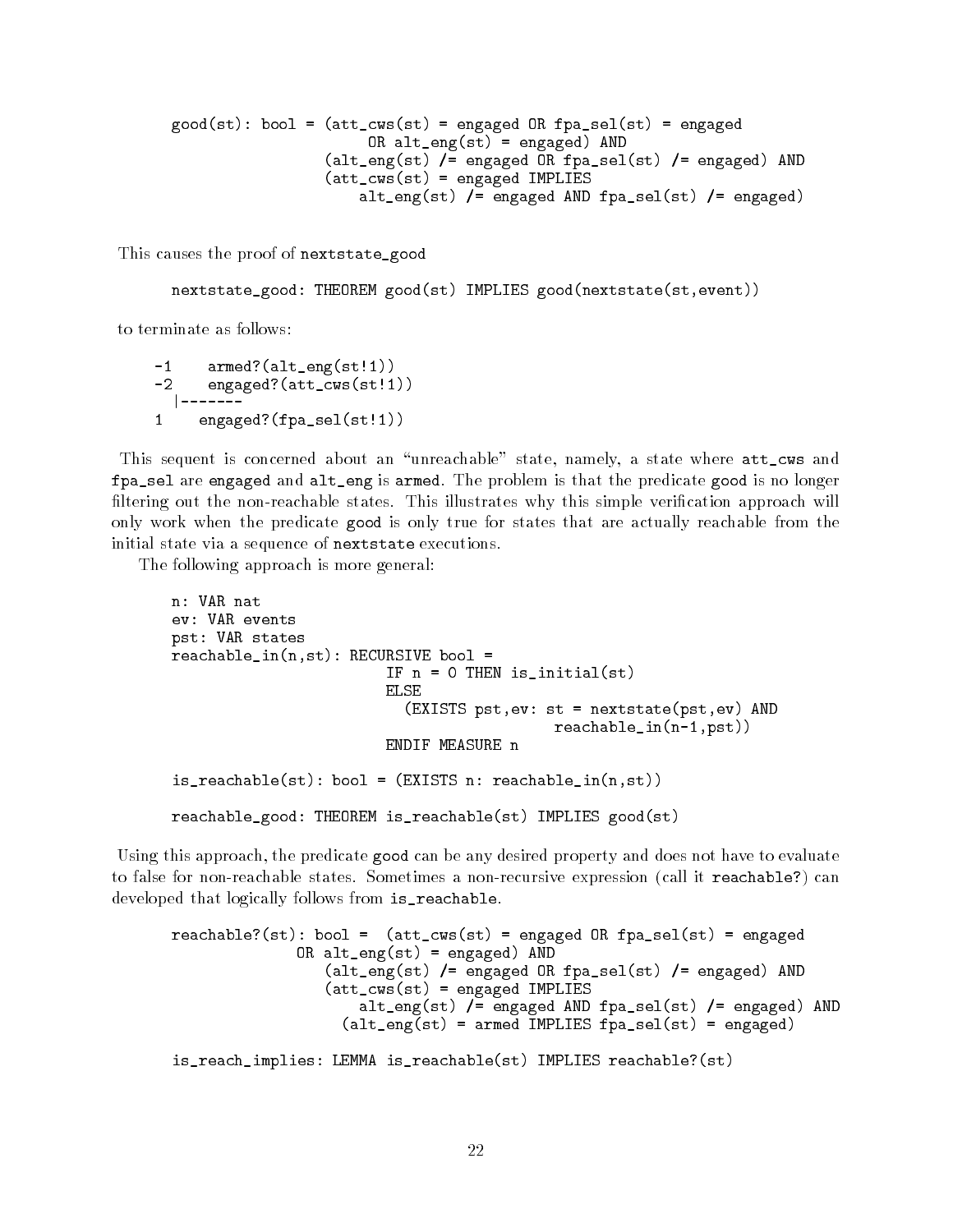```
good(st): bool = (att_cws(st) = engaged OR fpa_sel(st) = engaged
                      OR alt_eng(st) = engaged) AND
                 (alt_eng(st) /= engaged OR fpa_sel(st) /= engaged) AND
                 (att_cws(st) = engaged IMPLIES
                     alt_eng(st) /= engaged AND fpa_sel(st) /= engaged)
```

This causes the proof of `nextstate_good`

```
nextstate_good: THEOREM good(st) IMPLIES good(nextstate(st,event))
```

to terminate as follows:

```
-1    armed?(alt_eng(st!1))
-2    engaged?(att_cws(st!1))
  |-------
1    engaged?(fpa_sel(st!1))
```

This sequent is concerned about an "unreachable" state, namely, a state where `att_cws` and `fpa_sel` are `engaged` and `alt_eng` is `armed`. The problem is that the predicate `good` is no longer filtering out the non-reachable states. This illustrates why this simple verification approach will only work when the predicate `good` is only true for states that are actually reachable from the initial state via a sequence of `nextstate` executions.

The following approach is more general:

```
n: VAR nat
ev: VAR events
pst: VAR states
reachable_in(n,st): RECURSIVE bool =
                        IF n = 0 THEN is_initial(st)
                        ELSE
                          (EXISTS pst,ev: st = nextstate(pst,ev) AND
                                          reachable_in(n-1,pst))
                        ENDIF MEASURE n

is_reachable(st): bool = (EXISTS n: reachable_in(n,st))

reachable_good: THEOREM is_reachable(st) IMPLIES good(st)
```

Using this approach, the predicate `good` can be any desired property and does not have to evaluate to false for non-reachable states. Sometimes a non-recursive expression (call it `reachable?`) can developed that logically follows from `is_reachable`.

```
reachable?(st): bool =  (att_cws(st) = engaged OR fpa_sel(st) = engaged
              OR alt_eng(st) = engaged) AND
                 (alt_eng(st) /= engaged OR fpa_sel(st) /= engaged) AND
                 (att_cws(st) = engaged IMPLIES
                     alt_eng(st) /= engaged AND fpa_sel(st) /= engaged) AND
                   (alt_eng(st) = armed IMPLIES fpa_sel(st) = engaged)

is_reach_implies: LEMMA is_reachable(st) IMPLIES reachable?(st)
```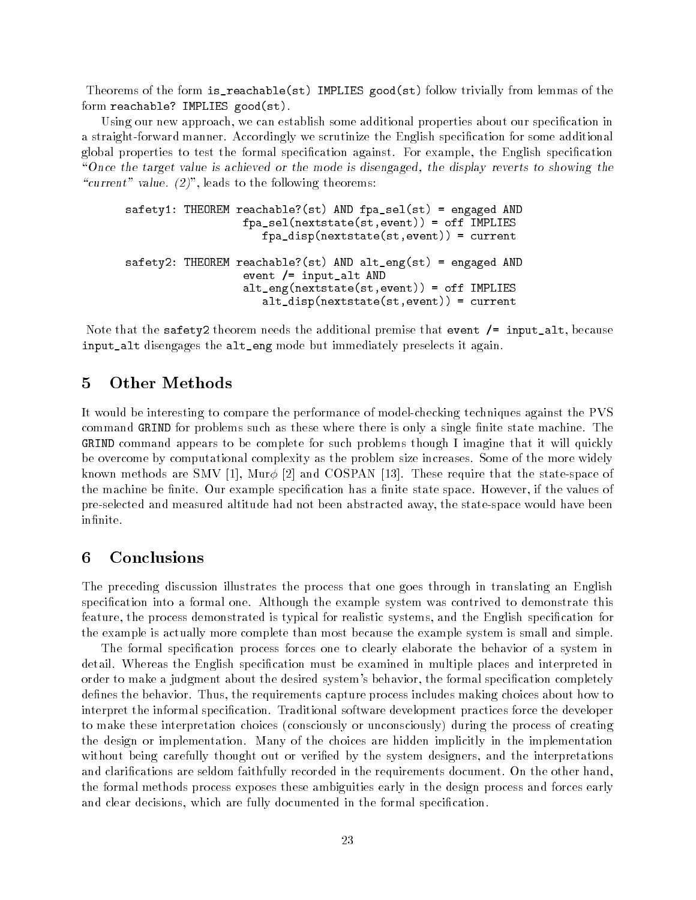Theorems of the form `is_reachable(st) IMPLIES good(st)` follow trivially from lemmas of the form `reachable? IMPLIES good(st)`.

Using our new approach, we can establish some additional properties about our specification in a straight-forward manner. Accordingly we scrutinize the English specification for some additional global properties to test the formal specification against. For example, the English specification "*Once the target value is achieved or the mode is disengaged, the display reverts to showing the "current" value. (2)*", leads to the following theorems:

```
safety1: THEOREM reachable?(st) AND fpa_sel(st) = engaged AND
                  fpa_sel(nextstate(st,event)) = off IMPLIES
                     fpa_disp(nextstate(st,event)) = current

safety2: THEOREM reachable?(st) AND alt_eng(st) = engaged AND
                  event /= input_alt AND
                  alt_eng(nextstate(st,event)) = off IMPLIES
                     alt_disp(nextstate(st,event)) = current
```

Note that the `safety2` theorem needs the additional premise that `event /= input_alt`, because `input_alt` disengages the `alt_eng` mode but immediately preselects it again.

## 5 Other Methods

It would be interesting to compare the performance of model-checking techniques against the PVS command `GRIND` for problems such as these where there is only a single finite state machine. The `GRIND` command appears to be complete for such problems though I imagine that it will quickly be overcome by computational complexity as the problem size increases. Some of the more widely known methods are SMV [1], Mur$\phi$ [2] and COSPAN [13]. These require that the state-space of the machine be finite. Our example specification has a finite state space. However, if the values of pre-selected and measured altitude had not been abstracted away, the state-space would have been infinite.

## 6 Conclusions

The preceding discussion illustrates the process that one goes through in translating an English specification into a formal one. Although the example system was contrived to demonstrate this feature, the process demonstrated is typical for realistic systems, and the English specification for the example is actually more complete than most because the example system is small and simple.

The formal specification process forces one to clearly elaborate the behavior of a system in detail. Whereas the English specification must be examined in multiple places and interpreted in order to make a judgment about the desired system's behavior, the formal specification completely defines the behavior. Thus, the requirements capture process includes making choices about how to interpret the informal specification. Traditional software development practices force the developer to make these interpretation choices (consciously or unconsciously) during the process of creating the design or implementation. Many of the choices are hidden implicitly in the implementation without being carefully thought out or verified by the system designers, and the interpretations and clarifications are seldom faithfully recorded in the requirements document. On the other hand, the formal methods process exposes these ambiguities early in the design process and forces early and clear decisions, which are fully documented in the formal specification.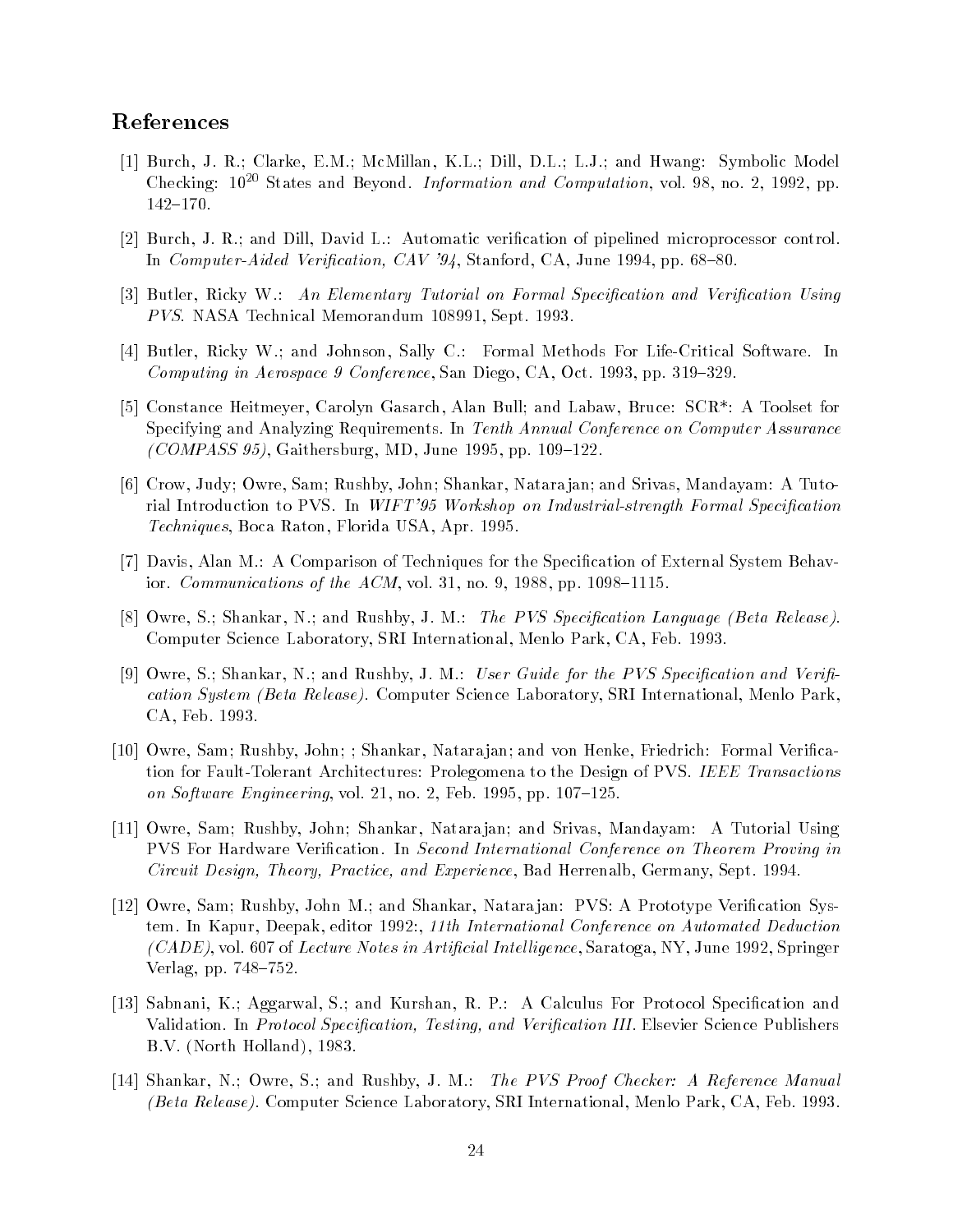## References

[1] Burch, J. R.; Clarke, E.M.; McMillan, K.L.; Dill, D.L.; L.J.; and Hwang: Symbolic Model Checking: $10^{20}$ States and Beyond. *Information and Computation*, vol. 98, no. 2, 1992, pp. 142–170.

[2] Burch, J. R.; and Dill, David L.: Automatic verification of pipelined microprocessor control. In *Computer-Aided Verification, CAV '94*, Stanford, CA, June 1994, pp. 68–80.

[3] Butler, Ricky W.: *An Elementary Tutorial on Formal Specification and Verification Using PVS*. NASA Technical Memorandum 108991, Sept. 1993.

[4] Butler, Ricky W.; and Johnson, Sally C.: Formal Methods For Life-Critical Software. In *Computing in Aerospace 9 Conference*, San Diego, CA, Oct. 1993, pp. 319–329.

[5] Constance Heitmeyer, Carolyn Gasarch, Alan Bull; and Labaw, Bruce: SCR*: A Toolset for Specifying and Analyzing Requirements. In *Tenth Annual Conference on Computer Assurance (COMPASS 95)*, Gaithersburg, MD, June 1995, pp. 109–122.

[6] Crow, Judy; Owre, Sam; Rushby, John; Shankar, Natarajan; and Srivas, Mandayam: A Tutorial Introduction to PVS. In *WIFT'95 Workshop on Industrial-strength Formal Specification Techniques*, Boca Raton, Florida USA, Apr. 1995.

[7] Davis, Alan M.: A Comparison of Techniques for the Specification of External System Behavior. *Communications of the ACM*, vol. 31, no. 9, 1988, pp. 1098–1115.

[8] Owre, S.; Shankar, N.; and Rushby, J. M.: *The PVS Specification Language (Beta Release)*. Computer Science Laboratory, SRI International, Menlo Park, CA, Feb. 1993.

[9] Owre, S.; Shankar, N.; and Rushby, J. M.: *User Guide for the PVS Specification and Verification System (Beta Release)*. Computer Science Laboratory, SRI International, Menlo Park, CA, Feb. 1993.

[10] Owre, Sam; Rushby, John; ; Shankar, Natarajan; and von Henke, Friedrich: Formal Verification for Fault-Tolerant Architectures: Prolegomena to the Design of PVS. *IEEE Transactions on Software Engineering*, vol. 21, no. 2, Feb. 1995, pp. 107–125.

[11] Owre, Sam; Rushby, John; Shankar, Natarajan; and Srivas, Mandayam: A Tutorial Using PVS For Hardware Verification. In *Second International Conference on Theorem Proving in Circuit Design, Theory, Practice, and Experience*, Bad Herrenalb, Germany, Sept. 1994.

[12] Owre, Sam; Rushby, John M.; and Shankar, Natarajan: PVS: A Prototype Verification System. In Kapur, Deepak, editor 1992:, *11th International Conference on Automated Deduction (CADE)*, vol. 607 of *Lecture Notes in Artificial Intelligence*, Saratoga, NY, June 1992, Springer Verlag, pp. 748–752.

[13] Sabnani, K.; Aggarwal, S.; and Kurshan, R. P.: A Calculus For Protocol Specification and Validation. In *Protocol Specification, Testing, and Verification III*. Elsevier Science Publishers B.V. (North Holland), 1983.

[14] Shankar, N.; Owre, S.; and Rushby, J. M.: *The PVS Proof Checker: A Reference Manual (Beta Release)*. Computer Science Laboratory, SRI International, Menlo Park, CA, Feb. 1993.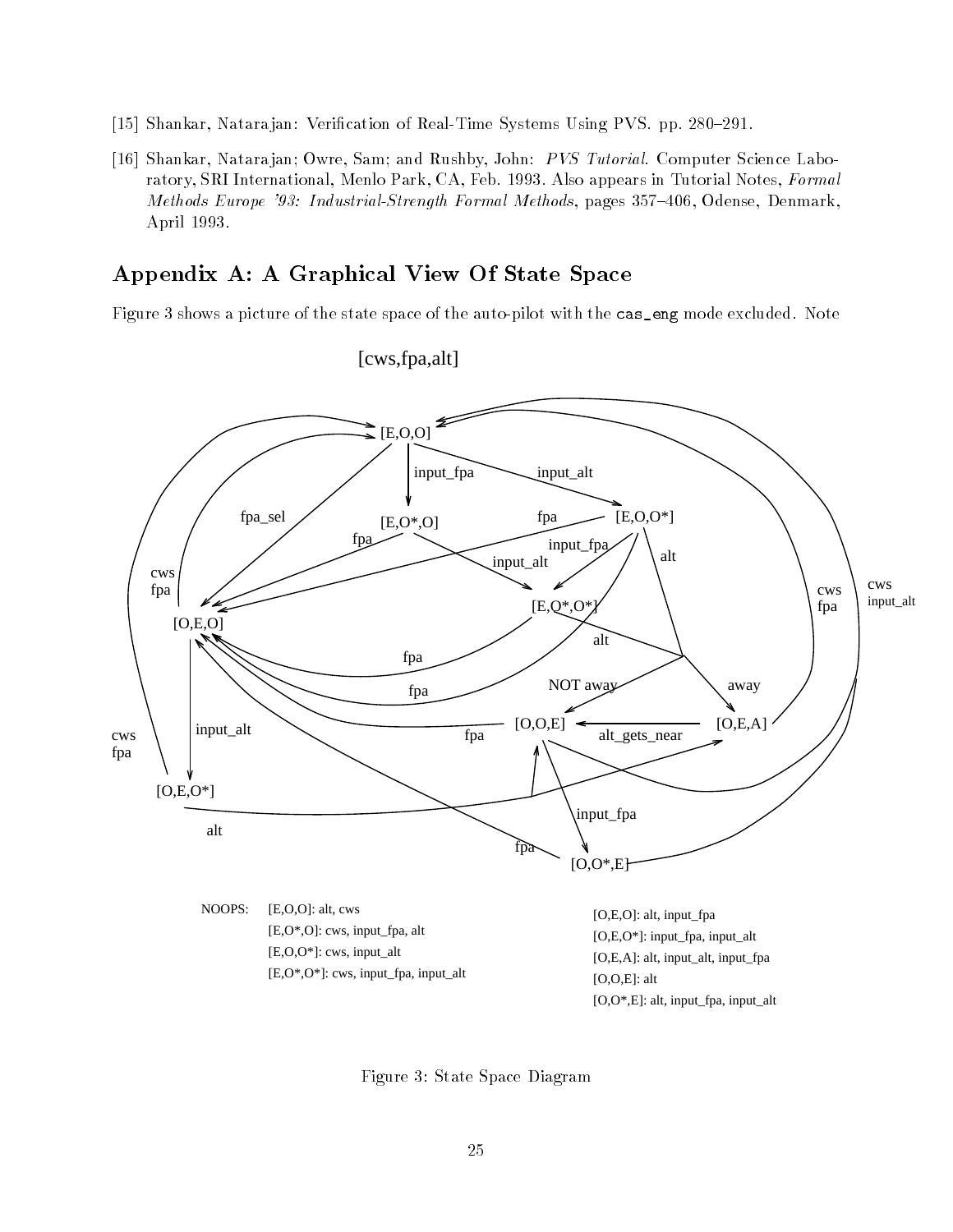[15] Shankar, Natarajan: Verification of Real-Time Systems Using PVS. pp. 280–291.

[16] Shankar, Natarajan; Owre, Sam; and Rushby, John: *PVS Tutorial*. Computer Science Laboratory, SRI International, Menlo Park, CA, Feb. 1993. Also appears in Tutorial Notes, *Formal Methods Europe '93: Industrial-Strength Formal Methods*, pages 357–406, Odense, Denmark, April 1993.

## Appendix A: A Graphical View Of State Space

Figure 3 shows a picture of the state space of the auto-pilot with the `cas_eng` mode excluded. Note

[cws,fpa,alt]

NOOPS:
- [E,O,O]: alt, cws
- [E,O*,O]: cws, input_fpa, alt
- [E,O,O*]: cws, input_alt
- [E,O*,O*]: cws, input_fpa, input_alt
- [O,E,O]: alt, input_fpa
- [O,E,O*]: input_fpa, input_alt
- [O,E,A]: alt, input_alt, input_fpa
- [O,O,E]: alt
- [O,O*,E]: alt, input_fpa, input_alt

Figure 3: State Space Diagram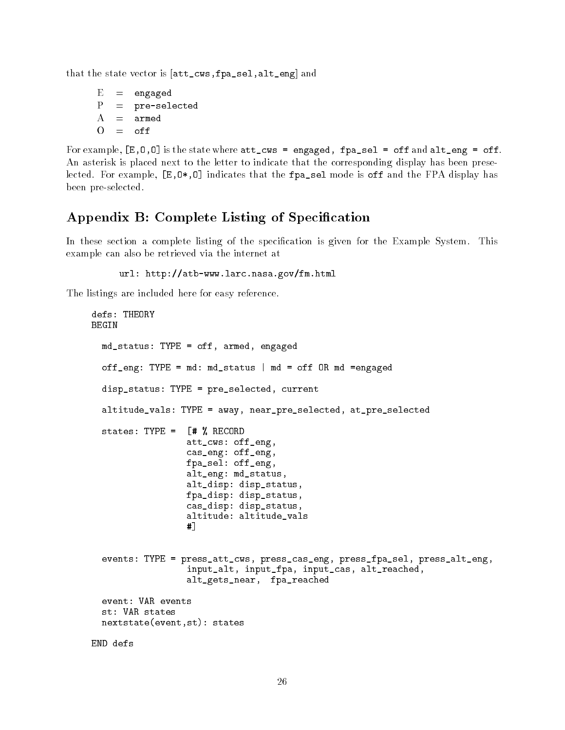that the state vector is [att_cws,fpa_sel,alt_eng] and

E = engaged
P = pre-selected
A = armed
O = off

For example, [E,O,O] is the state where att_cws = engaged, fpa_sel = off and alt_eng = off. An asterisk is placed next to the letter to indicate that the corresponding display has been preselected. For example, [E,O*,O] indicates that the fpa_sel mode is off and the FPA display has been pre-selected.

## Appendix B: Complete Listing of Specification

In these section a complete listing of the specification is given for the Example System. This example can also be retrieved via the internet at

```
url: http://atb-www.larc.nasa.gov/fm.html
```

The listings are included here for easy reference.

```
defs: THEORY
BEGIN

  md_status: TYPE = off, armed, engaged

  off_eng: TYPE = md: md_status | md = off OR md =engaged

  disp_status: TYPE = pre_selected, current

  altitude_vals: TYPE = away, near_pre_selected, at_pre_selected

  states: TYPE =  [# % RECORD
                  att_cws: off_eng,
                  cas_eng: off_eng,
                  fpa_sel: off_eng,
                  alt_eng: md_status,
                  alt_disp: disp_status,
                  fpa_disp: disp_status,
                  cas_disp: disp_status,
                  altitude: altitude_vals
                  #]


  events: TYPE = press_att_cws, press_cas_eng, press_fpa_sel, press_alt_eng,
                 input_alt, input_fpa, input_cas, alt_reached,
                 alt_gets_near,  fpa_reached

  event: VAR events
  st: VAR states
  nextstate(event,st): states

END defs
```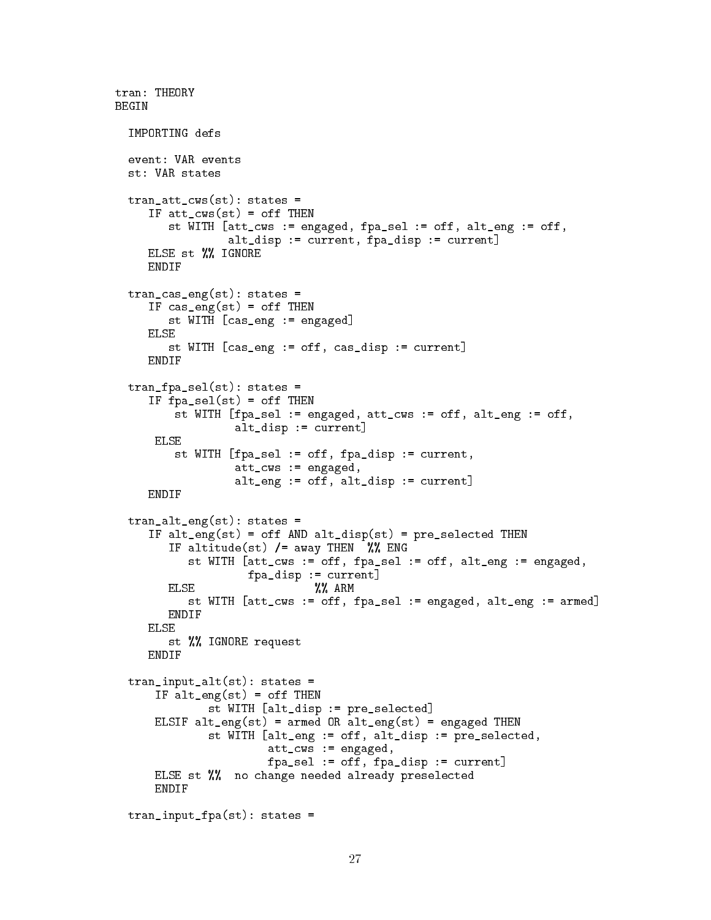```
tran: THEORY
BEGIN

  IMPORTING defs

  event: VAR events
  st: VAR states

  tran_att_cws(st): states =
     IF att_cws(st) = off THEN
        st WITH [att_cws := engaged, fpa_sel := off, alt_eng := off,
                 alt_disp := current, fpa_disp := current]
     ELSE st %% IGNORE
     ENDIF

  tran_cas_eng(st): states =
     IF cas_eng(st) = off THEN
        st WITH [cas_eng := engaged]
     ELSE
        st WITH [cas_eng := off, cas_disp := current]
     ENDIF

  tran_fpa_sel(st): states =
     IF fpa_sel(st) = off THEN
         st WITH [fpa_sel := engaged, att_cws := off, alt_eng := off,
                  alt_disp := current]
      ELSE
         st WITH [fpa_sel := off, fpa_disp := current,
                  att_cws := engaged,
                  alt_eng := off, alt_disp := current]
     ENDIF

  tran_alt_eng(st): states =
     IF alt_eng(st) = off AND alt_disp(st) = pre_selected THEN
        IF altitude(st) /= away THEN  %% ENG
           st WITH [att_cws := off, fpa_sel := off, alt_eng := engaged,
                    fpa_disp := current]
        ELSE                   %% ARM
           st WITH [att_cws := off, fpa_sel := engaged, alt_eng := armed]
        ENDIF
     ELSE
        st %% IGNORE request
     ENDIF

  tran_input_alt(st): states =
      IF alt_eng(st) = off THEN
             st WITH [alt_disp := pre_selected]
      ELSIF alt_eng(st) = armed OR alt_eng(st) = engaged THEN
             st WITH [alt_eng := off, alt_disp := pre_selected,
                      att_cws := engaged,
                      fpa_sel := off, fpa_disp := current]
      ELSE st %%  no change needed already preselected
      ENDIF

  tran_input_fpa(st): states =
```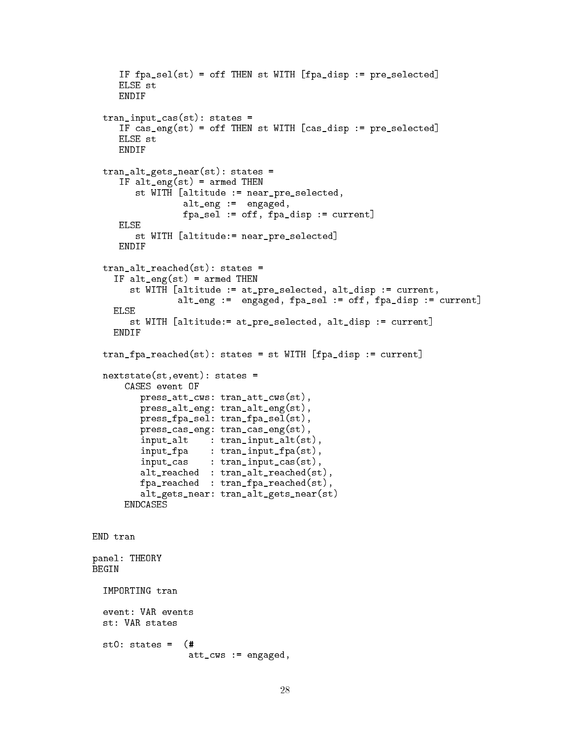```
    IF fpa_sel(st) = off THEN st WITH [fpa_disp := pre_selected]
    ELSE st
    ENDIF

  tran_input_cas(st): states =
    IF cas_eng(st) = off THEN st WITH [cas_disp := pre_selected]
    ELSE st
    ENDIF

  tran_alt_gets_near(st): states =
    IF alt_eng(st) = armed THEN
       st WITH [altitude := near_pre_selected,
                alt_eng :=  engaged,
                fpa_sel := off, fpa_disp := current]
    ELSE
       st WITH [altitude:= near_pre_selected]
    ENDIF

  tran_alt_reached(st): states =
   IF alt_eng(st) = armed THEN
      st WITH [altitude := at_pre_selected, alt_disp := current,
               alt_eng :=  engaged, fpa_sel := off, fpa_disp := current]
   ELSE
      st WITH [altitude:= at_pre_selected, alt_disp := current]
   ENDIF

  tran_fpa_reached(st): states = st WITH [fpa_disp := current]

  nextstate(st,event): states =
      CASES event OF
         press_att_cws: tran_att_cws(st),
         press_alt_eng: tran_alt_eng(st),
         press_fpa_sel: tran_fpa_sel(st),
         press_cas_eng: tran_cas_eng(st),
         input_alt    : tran_input_alt(st),
         input_fpa    : tran_input_fpa(st),
         input_cas    : tran_input_cas(st),
         alt_reached  : tran_alt_reached(st),
         fpa_reached  : tran_fpa_reached(st),
         alt_gets_near: tran_alt_gets_near(st)
      ENDCASES


END tran

panel: THEORY
BEGIN

  IMPORTING tran

  event: VAR events
  st: VAR states

  st0: states =  (#
                  att_cws := engaged,
```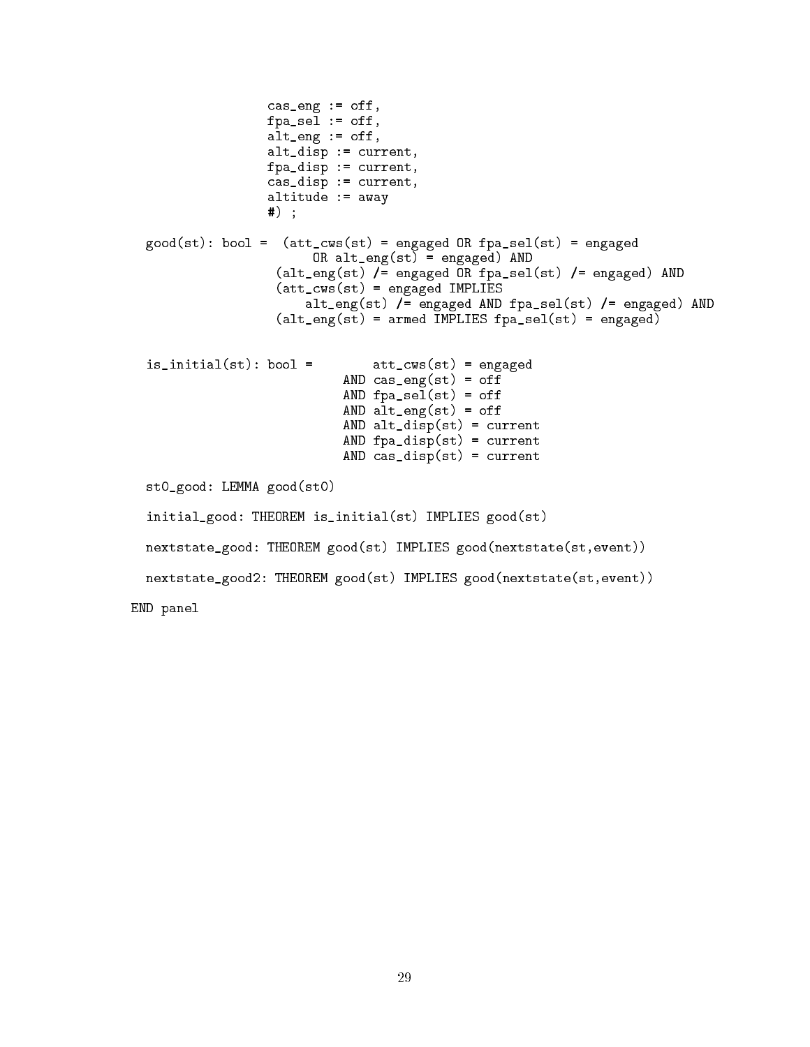```
                  cas_eng := off,
                  fpa_sel := off,
                  alt_eng := off,
                  alt_disp := current,
                  fpa_disp := current,
                  cas_disp := current,
                  altitude := away
                  #) ;

  good(st): bool =  (att_cws(st) = engaged OR fpa_sel(st) = engaged
                        OR alt_eng(st) = engaged) AND
                    (alt_eng(st) /= engaged OR fpa_sel(st) /= engaged) AND
                    (att_cws(st) = engaged IMPLIES
                        alt_eng(st) /= engaged AND fpa_sel(st) /= engaged) AND
                    (alt_eng(st) = armed IMPLIES fpa_sel(st) = engaged)


  is_initial(st): bool =        att_cws(st) = engaged
                           AND cas_eng(st) = off
                           AND fpa_sel(st) = off
                           AND alt_eng(st) = off
                           AND alt_disp(st) = current
                           AND fpa_disp(st) = current
                           AND cas_disp(st) = current

  st0_good: LEMMA good(st0)

  initial_good: THEOREM is_initial(st) IMPLIES good(st)

  nextstate_good: THEOREM good(st) IMPLIES good(nextstate(st,event))

  nextstate_good2: THEOREM good(st) IMPLIES good(nextstate(st,event))

END panel
```